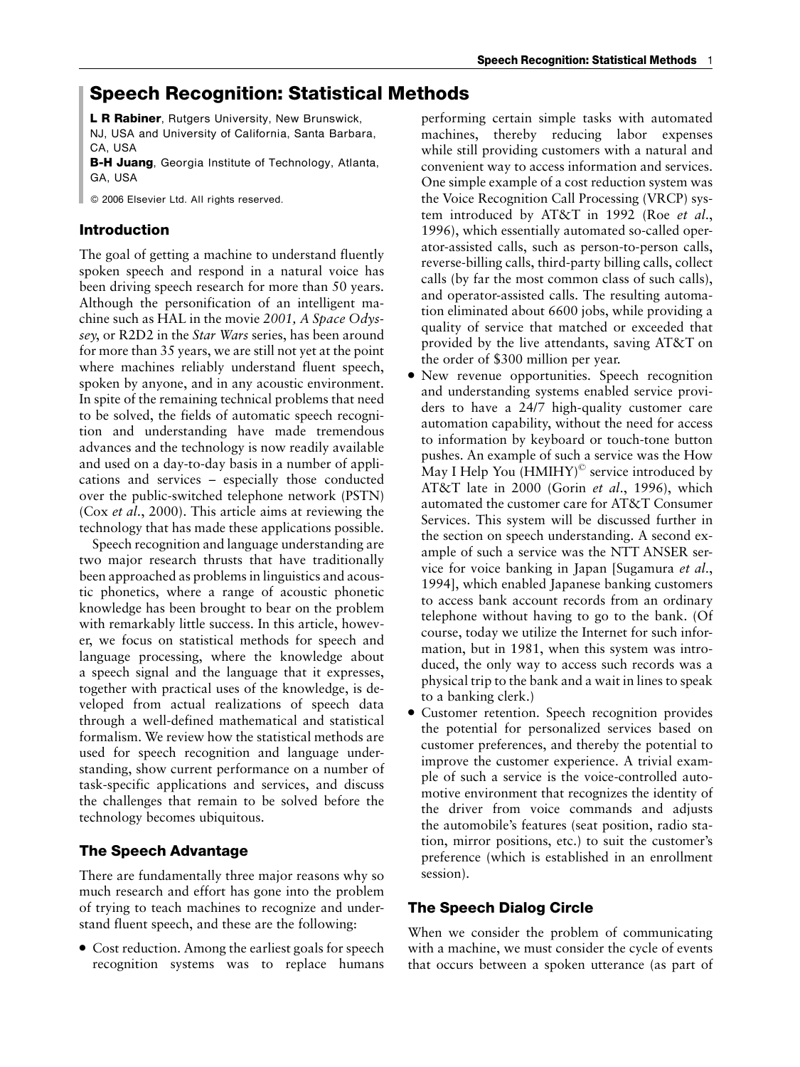# Speech Recognition: Statistical Methods

**L R Rabiner**, Rutgers University, New Brunswick, NJ, USA and University of California, Santa Barbara, CA, USA

**B-H Juang**, Georgia Institute of Technology, Atlanta, GA, USA

© 2006 Elsevier Ltd. All rights reserved.

## Introduction

The goal of getting a machine to understand fluently spoken speech and respond in a natural voice has been driving speech research for more than 50 years. Although the personification of an intelligent machine such as HAL in the movie *2001, A Space Odyssey*, or R2D2 in the *Star Wars* series, has been around for more than 35 years, we are still not yet at the point where machines reliably understand fluent speech, spoken by anyone, and in any acoustic environment. In spite of the remaining technical problems that need to be solved, the fields of automatic speech recognition and understanding have made tremendous advances and the technology is now readily available and used on a day-to-day basis in a number of applications and services – especially those conducted over the public-switched telephone network (PSTN) (Cox *et al*., 2000). This article aims at reviewing the technology that has made these applications possible.

Speech recognition and language understanding are two major research thrusts that have traditionally been approached as problems in linguistics and acoustic phonetics, where a range of acoustic phonetic knowledge has been brought to bear on the problem with remarkably little success. In this article, however, we focus on statistical methods for speech and language processing, where the knowledge about a speech signal and the language that it expresses, together with practical uses of the knowledge, is developed from actual realizations of speech data through a well-defined mathematical and statistical formalism. We review how the statistical methods are used for speech recognition and language understanding, show current performance on a number of task-specific applications and services, and discuss the challenges that remain to be solved before the technology becomes ubiquitous.

## The Speech Advantage

There are fundamentally three major reasons why so much research and effort has gone into the problem of trying to teach machines to recognize and understand fluent speech, and these are the following:

- Cost reduction. Among the earliest goals for speech recognition systems was to replace humans performing certain simple tasks with automated machines, thereby reducing labor expenses while still providing customers with a natural and convenient way to access information and services. One simple example of a cost reduction system was the Voice Recognition Call Processing (VRCP) system introduced by AT&T in 1992 (Roe *et al*., 1996), which essentially automated so-called operator-assisted calls, such as person-to-person calls, reverse-billing calls, third-party billing calls, collect calls (by far the most common class of such calls), and operator-assisted calls. The resulting automation eliminated about 6600 jobs, while providing a quality of service that matched or exceeded that provided by the live attendants, saving AT&T on the order of $300 million per year.
- New revenue opportunities. Speech recognition and understanding systems enabled service providers to have a 24/7 high-quality customer care automation capability, without the need for access to information by keyboard or touch-tone button pushes. An example of such a service was the How May I Help You (HMIHY)© service introduced by AT&T late in 2000 (Gorin *et al*., 1996), which automated the customer care for AT&T Consumer Services. This system will be discussed further in the section on speech understanding. A second example of such a service was the NTT ANSER service for voice banking in Japan [Sugamura *et al*., 1994], which enabled Japanese banking customers to access bank account records from an ordinary telephone without having to go to the bank. (Of course, today we utilize the Internet for such information, but in 1981, when this system was introduced, the only way to access such records was a physical trip to the bank and a wait in lines to speak to a banking clerk.)
- Customer retention. Speech recognition provides the potential for personalized services based on customer preferences, and thereby the potential to improve the customer experience. A trivial example of such a service is the voice-controlled automotive environment that recognizes the identity of the driver from voice commands and adjusts the automobile's features (seat position, radio station, mirror positions, etc.) to suit the customer's preference (which is established in an enrollment session).

## The Speech Dialog Circle

When we consider the problem of communicating with a machine, we must consider the cycle of events that occurs between a spoken utterance (as part of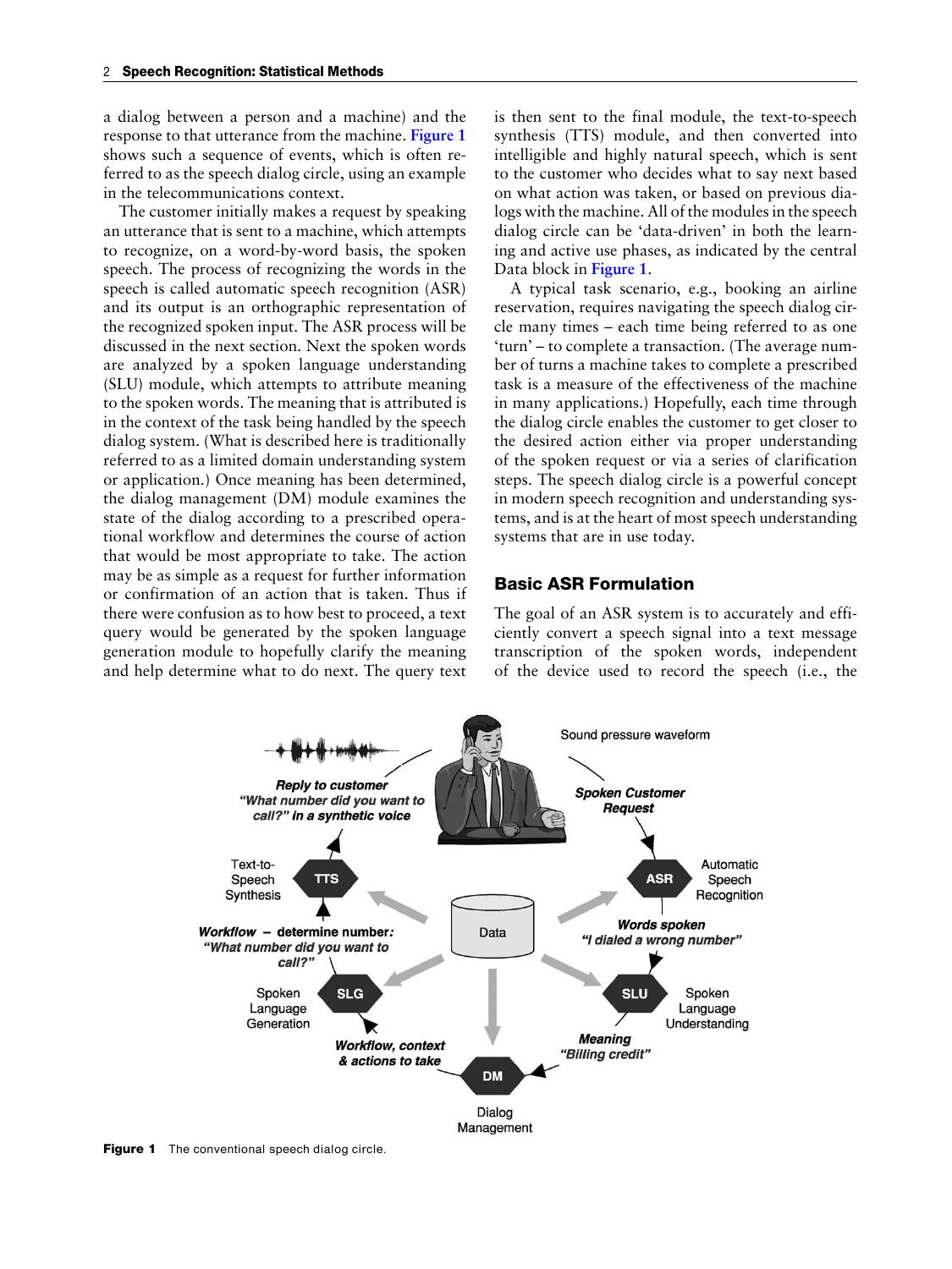a dialog between a person and a machine) and the response to that utterance from the machine. Figure 1 shows such a sequence of events, which is often referred to as the speech dialog circle, using an example in the telecommunications context.

The customer initially makes a request by speaking an utterance that is sent to a machine, which attempts to recognize, on a word-by-word basis, the spoken speech. The process of recognizing the words in the speech is called automatic speech recognition (ASR) and its output is an orthographic representation of the recognized spoken input. The ASR process will be discussed in the next section. Next the spoken words are analyzed by a spoken language understanding (SLU) module, which attempts to attribute meaning to the spoken words. The meaning that is attributed is in the context of the task being handled by the speech dialog system. (What is described here is traditionally referred to as a limited domain understanding system or application.) Once meaning has been determined, the dialog management (DM) module examines the state of the dialog according to a prescribed operational workflow and determines the course of action that would be most appropriate to take. The action may be as simple as a request for further information or confirmation of an action that is taken. Thus if there were confusion as to how best to proceed, a text query would be generated by the spoken language generation module to hopefully clarify the meaning and help determine what to do next. The query text is then sent to the final module, the text-to-speech synthesis (TTS) module, and then converted into intelligible and highly natural speech, which is sent to the customer who decides what to say next based on what action was taken, or based on previous dialogs with the machine. All of the modules in the speech dialog circle can be 'data-driven' in both the learning and active use phases, as indicated by the central Data block in Figure 1.

A typical task scenario, e.g., booking an airline reservation, requires navigating the speech dialog circle many times – each time being referred to as one 'turn' – to complete a transaction. (The average number of turns a machine takes to complete a prescribed task is a measure of the effectiveness of the machine in many applications.) Hopefully, each time through the dialog circle enables the customer to get closer to the desired action either via proper understanding of the spoken request or via a series of clarification steps. The speech dialog circle is a powerful concept in modern speech recognition and understanding systems, and is at the heart of most speech understanding systems that are in use today.

## Basic ASR Formulation

The goal of an ASR system is to accurately and efficiently convert a speech signal into a text message transcription of the spoken words, independent of the device used to record the speech (i.e., the

Sound pressure waveform

**Spoken Customer Request**

ASR Automatic Speech Recognition

**Words spoken** *"I dialed a wrong number"*

SLU Spoken Language Understanding

**Meaning** *"Billing credit"*

DM Dialog Management

**Workflow, context & actions to take**

SLG Spoken Language Generation

**Workflow – determine number:** *"What number did you want to call?"*

TTS Text-to-Speech Synthesis

**Reply to customer** *"What number did you want to call?" in a synthetic voice*

Data

**Figure 1** The conventional speech dialog circle.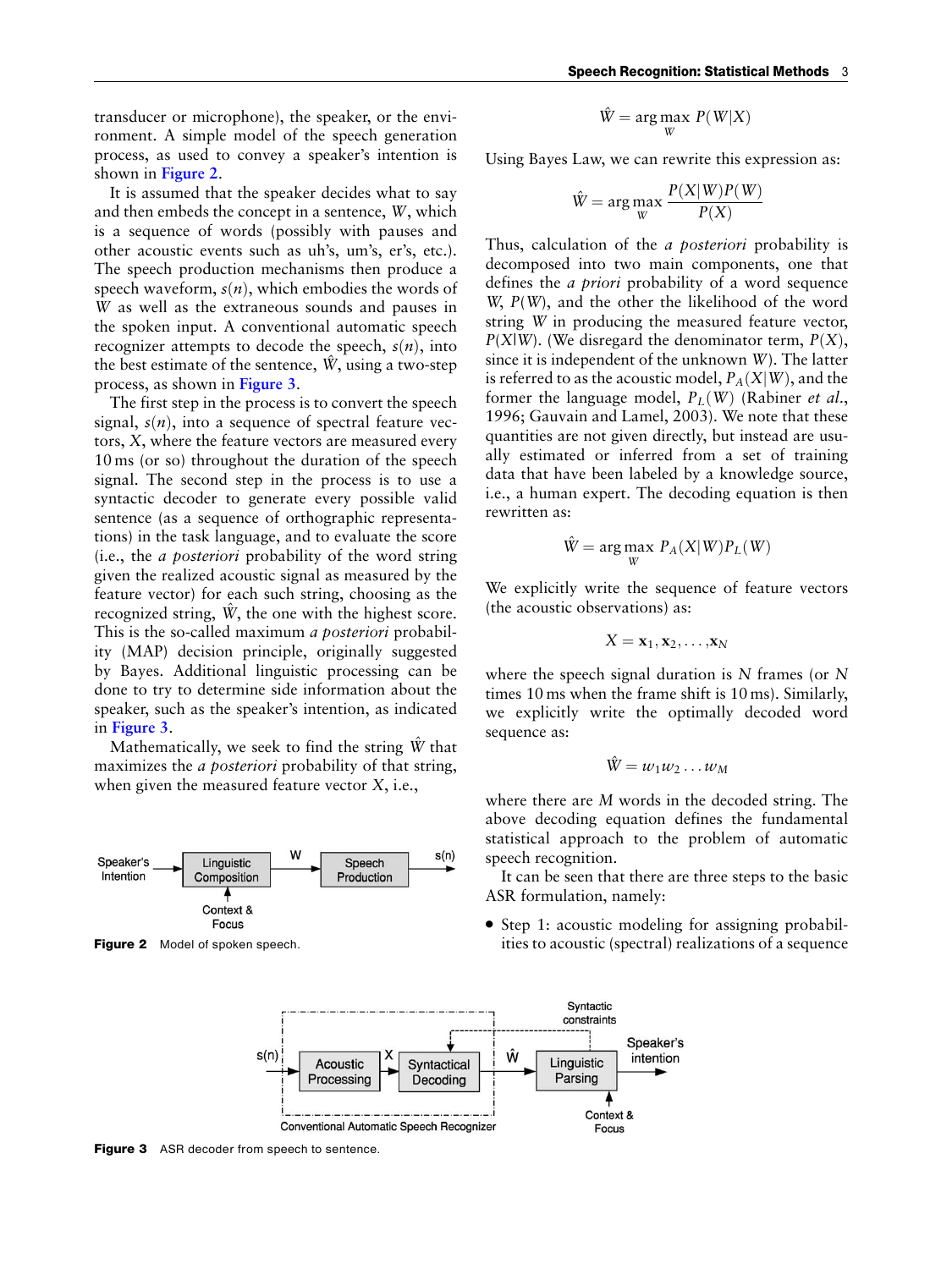transducer or microphone), the speaker, or the environment. A simple model of the speech generation process, as used to convey a speaker's intention is shown in Figure 2.

It is assumed that the speaker decides what to say and then embeds the concept in a sentence, $W$, which is a sequence of words (possibly with pauses and other acoustic events such as uh's, um's, er's, etc.). The speech production mechanisms then produce a speech waveform, $s(n)$, which embodies the words of $W$ as well as the extraneous sounds and pauses in the spoken input. A conventional automatic speech recognizer attempts to decode the speech, $s(n)$, into the best estimate of the sentence, $\hat{W}$, using a two-step process, as shown in Figure 3.

The first step in the process is to convert the speech signal, $s(n)$, into a sequence of spectral feature vectors, $X$, where the feature vectors are measured every 10 ms (or so) throughout the duration of the speech signal. The second step in the process is to use a syntactic decoder to generate every possible valid sentence (as a sequence of orthographic representations) in the task language, and to evaluate the score (i.e., the *a posteriori* probability of the word string given the realized acoustic signal as measured by the feature vector) for each such string, choosing as the recognized string, $\hat{W}$, the one with the highest score. This is the so-called maximum *a posteriori* probability (MAP) decision principle, originally suggested by Bayes. Additional linguistic processing can be done to try to determine side information about the speaker, such as the speaker's intention, as indicated in Figure 3.

Mathematically, we seek to find the string $\hat{W}$ that maximizes the *a posteriori* probability of that string, when given the measured feature vector $X$, i.e.,

$$\hat{W} = \arg\max_{W} P(W|X)$$

Using Bayes Law, we can rewrite this expression as:

$$\hat{W} = \arg\max_{W} \frac{P(X|W)P(W)}{P(X)}$$

Thus, calculation of the *a posteriori* probability is decomposed into two main components, one that defines the *a priori* probability of a word sequence $W$, $P(W)$, and the other the likelihood of the word string $W$ in producing the measured feature vector, $P(X|W)$. (We disregard the denominator term, $P(X)$, since it is independent of the unknown $W$). The latter is referred to as the acoustic model, $P_A(X|W)$, and the former the language model, $P_L(W)$ (Rabiner *et al.*, 1996; Gauvain and Lamel, 2003). We note that these quantities are not given directly, but instead are usually estimated or inferred from a set of training data that have been labeled by a knowledge source, i.e., a human expert. The decoding equation is then rewritten as:

$$\hat{W} = \arg\max_{W} P_A(X|W)P_L(W)$$

We explicitly write the sequence of feature vectors (the acoustic observations) as:

$$X = \mathbf{x}_1, \mathbf{x}_2, \ldots, \mathbf{x}_N$$

where the speech signal duration is $N$ frames (or $N$ times 10 ms when the frame shift is 10 ms). Similarly, we explicitly write the optimally decoded word sequence as:

$$\hat{W} = w_1 w_2 \ldots w_M$$

where there are $M$ words in the decoded string. The above decoding equation defines the fundamental statistical approach to the problem of automatic speech recognition.

It can be seen that there are three steps to the basic ASR formulation, namely:

- Step 1: acoustic modeling for assigning probabilities to acoustic (spectral) realizations of a sequence

Figure 2 Model of spoken speech.

Figure 3 ASR decoder from speech to sentence.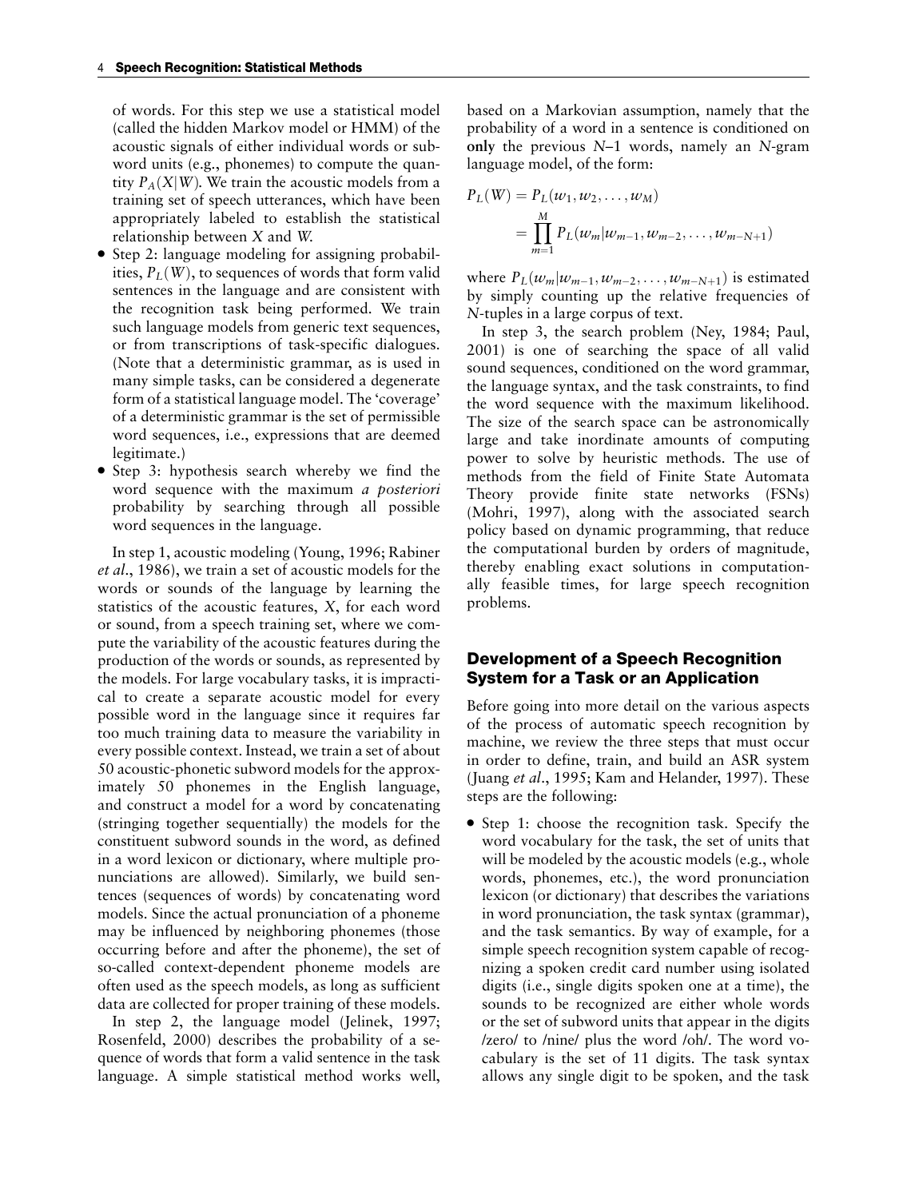of words. For this step we use a statistical model (called the hidden Markov model or HMM) of the acoustic signals of either individual words or subword units (e.g., phonemes) to compute the quantity $P_A(X|W)$. We train the acoustic models from a training set of speech utterances, which have been appropriately labeled to establish the statistical relationship between $X$ and $W$.

- Step 2: language modeling for assigning probabilities, $P_L(W)$, to sequences of words that form valid sentences in the language and are consistent with the recognition task being performed. We train such language models from generic text sequences, or from transcriptions of task-specific dialogues. (Note that a deterministic grammar, as is used in many simple tasks, can be considered a degenerate form of a statistical language model. The 'coverage' of a deterministic grammar is the set of permissible word sequences, i.e., expressions that are deemed legitimate.)
- Step 3: hypothesis search whereby we find the word sequence with the maximum *a posteriori* probability by searching through all possible word sequences in the language.

In step 1, acoustic modeling (Young, 1996; Rabiner *et al.*, 1986), we train a set of acoustic models for the words or sounds of the language by learning the statistics of the acoustic features, $X$, for each word or sound, from a speech training set, where we compute the variability of the acoustic features during the production of the words or sounds, as represented by the models. For large vocabulary tasks, it is impractical to create a separate acoustic model for every possible word in the language since it requires far too much training data to measure the variability in every possible context. Instead, we train a set of about 50 acoustic-phonetic subword models for the approximately 50 phonemes in the English language, and construct a model for a word by concatenating (stringing together sequentially) the models for the constituent subword sounds in the word, as defined in a word lexicon or dictionary, where multiple pronunciations are allowed). Similarly, we build sentences (sequences of words) by concatenating word models. Since the actual pronunciation of a phoneme may be influenced by neighboring phonemes (those occurring before and after the phoneme), the set of so-called context-dependent phoneme models are often used as the speech models, as long as sufficient data are collected for proper training of these models.

In step 2, the language model (Jelinek, 1997; Rosenfeld, 2000) describes the probability of a sequence of words that form a valid sentence in the task language. A simple statistical method works well, based on a Markovian assumption, namely that the probability of a word in a sentence is conditioned on **only** the previous $N$–1 words, namely an $N$-gram language model, of the form:

$$
\begin{aligned}
P_L(W) &= P_L(w_1, w_2, \ldots, w_M) \\
&= \prod_{m=1}^{M} P_L(w_m | w_{m-1}, w_{m-2}, \ldots, w_{m-N+1})
\end{aligned}
$$

where $P_L(w_m | w_{m-1}, w_{m-2}, \ldots, w_{m-N+1})$ is estimated by simply counting up the relative frequencies of $N$-tuples in a large corpus of text.

In step 3, the search problem (Ney, 1984; Paul, 2001) is one of searching the space of all valid sound sequences, conditioned on the word grammar, the language syntax, and the task constraints, to find the word sequence with the maximum likelihood. The size of the search space can be astronomically large and take inordinate amounts of computing power to solve by heuristic methods. The use of methods from the field of Finite State Automata Theory provide finite state networks (FSNs) (Mohri, 1997), along with the associated search policy based on dynamic programming, that reduce the computational burden by orders of magnitude, thereby enabling exact solutions in computationally feasible times, for large speech recognition problems.

## Development of a Speech Recognition System for a Task or an Application

Before going into more detail on the various aspects of the process of automatic speech recognition by machine, we review the three steps that must occur in order to define, train, and build an ASR system (Juang *et al.*, 1995; Kam and Helander, 1997). These steps are the following:

- Step 1: choose the recognition task. Specify the word vocabulary for the task, the set of units that will be modeled by the acoustic models (e.g., whole words, phonemes, etc.), the word pronunciation lexicon (or dictionary) that describes the variations in word pronunciation, the task syntax (grammar), and the task semantics. By way of example, for a simple speech recognition system capable of recognizing a spoken credit card number using isolated digits (i.e., single digits spoken one at a time), the sounds to be recognized are either whole words or the set of subword units that appear in the digits /zero/ to /nine/ plus the word /oh/. The word vocabulary is the set of 11 digits. The task syntax allows any single digit to be spoken, and the task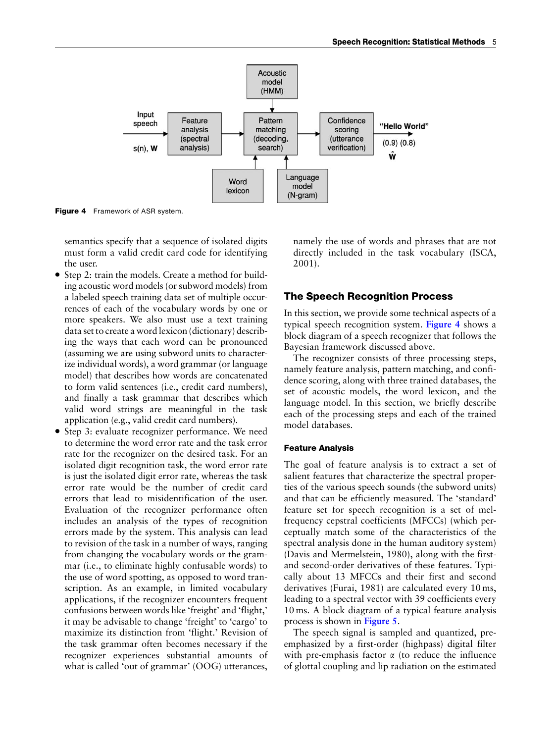Figure 4 Framework of ASR system.

semantics specify that a sequence of isolated digits must form a valid credit card code for identifying the user.

- Step 2: train the models. Create a method for building acoustic word models (or subword models) from a labeled speech training data set of multiple occurrences of each of the vocabulary words by one or more speakers. We also must use a text training data set to create a word lexicon (dictionary) describing the ways that each word can be pronounced (assuming we are using subword units to characterize individual words), a word grammar (or language model) that describes how words are concatenated to form valid sentences (i.e., credit card numbers), and finally a task grammar that describes which valid word strings are meaningful in the task application (e.g., valid credit card numbers).
- Step 3: evaluate recognizer performance. We need to determine the word error rate and the task error rate for the recognizer on the desired task. For an isolated digit recognition task, the word error rate is just the isolated digit error rate, whereas the task error rate would be the number of credit card errors that lead to misidentification of the user. Evaluation of the recognizer performance often includes an analysis of the types of recognition errors made by the system. This analysis can lead to revision of the task in a number of ways, ranging from changing the vocabulary words or the grammar (i.e., to eliminate highly confusable words) to the use of word spotting, as opposed to word transcription. As an example, in limited vocabulary applications, if the recognizer encounters frequent confusions between words like 'freight' and 'flight,' it may be advisable to change 'freight' to 'cargo' to maximize its distinction from 'flight.' Revision of the task grammar often becomes necessary if the recognizer experiences substantial amounts of what is called 'out of grammar' (OOG) utterances, namely the use of words and phrases that are not directly included in the task vocabulary (ISCA, 2001).

## The Speech Recognition Process

In this section, we provide some technical aspects of a typical speech recognition system. Figure 4 shows a block diagram of a speech recognizer that follows the Bayesian framework discussed above.

The recognizer consists of three processing steps, namely feature analysis, pattern matching, and confidence scoring, along with three trained databases, the set of acoustic models, the word lexicon, and the language model. In this section, we briefly describe each of the processing steps and each of the trained model databases.

### Feature Analysis

The goal of feature analysis is to extract a set of salient features that characterize the spectral properties of the various speech sounds (the subword units) and that can be efficiently measured. The 'standard' feature set for speech recognition is a set of mel-frequency cepstral coefficients (MFCCs) (which perceptually match some of the characteristics of the spectral analysis done in the human auditory system) (Davis and Mermelstein, 1980), along with the first- and second-order derivatives of these features. Typically about 13 MFCCs and their first and second derivatives (Furai, 1981) are calculated every 10 ms, leading to a spectral vector with 39 coefficients every 10 ms. A block diagram of a typical feature analysis process is shown in Figure 5.

The speech signal is sampled and quantized, pre-emphasized by a first-order (highpass) digital filter with pre-emphasis factor $\alpha$ (to reduce the influence of glottal coupling and lip radiation on the estimated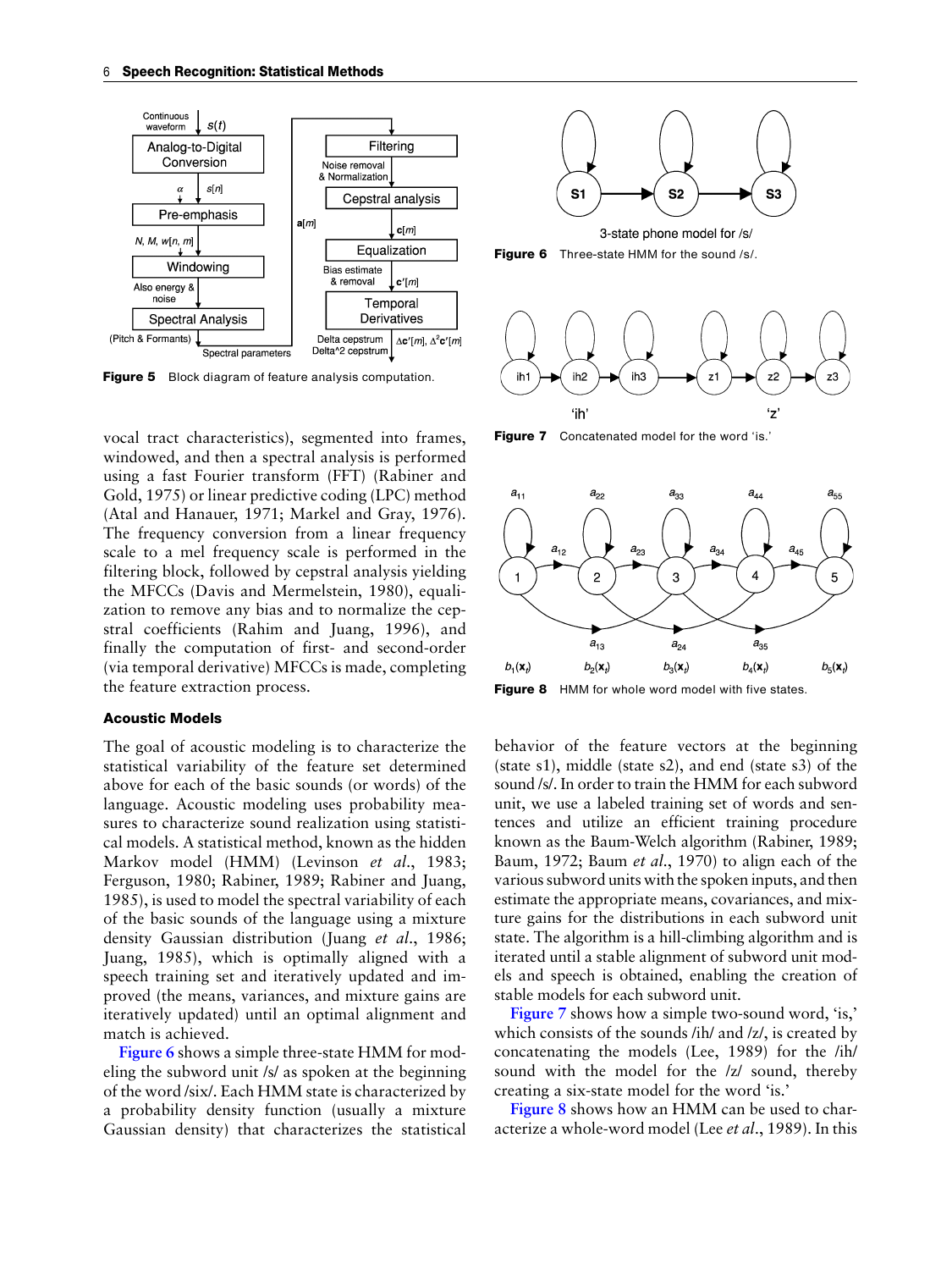**Figure 5** Block diagram of feature analysis computation.

**Figure 6** Three-state HMM for the sound /s/.

**Figure 7** Concatenated model for the word 'is.'

**Figure 8** HMM for whole word model with five states.

vocal tract characteristics), segmented into frames, windowed, and then a spectral analysis is performed using a fast Fourier transform (FFT) (Rabiner and Gold, 1975) or linear predictive coding (LPC) method (Atal and Hanauer, 1971; Markel and Gray, 1976). The frequency conversion from a linear frequency scale to a mel frequency scale is performed in the filtering block, followed by cepstral analysis yielding the MFCCs (Davis and Mermelstein, 1980), equalization to remove any bias and to normalize the cepstral coefficients (Rahim and Juang, 1996), and finally the computation of first- and second-order (via temporal derivative) MFCCs is made, completing the feature extraction process.

### Acoustic Models

The goal of acoustic modeling is to characterize the statistical variability of the feature set determined above for each of the basic sounds (or words) of the language. Acoustic modeling uses probability measures to characterize sound realization using statistical models. A statistical method, known as the hidden Markov model (HMM) (Levinson *et al.*, 1983; Ferguson, 1980; Rabiner, 1989; Rabiner and Juang, 1985), is used to model the spectral variability of each of the basic sounds of the language using a mixture density Gaussian distribution (Juang *et al.*, 1986; Juang, 1985), which is optimally aligned with a speech training set and iteratively updated and improved (the means, variances, and mixture gains are iteratively updated) until an optimal alignment and match is achieved.

Figure 6 shows a simple three-state HMM for modeling the subword unit /s/ as spoken at the beginning of the word /six/. Each HMM state is characterized by a probability density function (usually a mixture Gaussian density) that characterizes the statistical behavior of the feature vectors at the beginning (state s1), middle (state s2), and end (state s3) of the sound /s/. In order to train the HMM for each subword unit, we use a labeled training set of words and sentences and utilize an efficient training procedure known as the Baum-Welch algorithm (Rabiner, 1989; Baum, 1972; Baum *et al.*, 1970) to align each of the various subword units with the spoken inputs, and then estimate the appropriate means, covariances, and mixture gains for the distributions in each subword unit state. The algorithm is a hill-climbing algorithm and is iterated until a stable alignment of subword unit models and speech is obtained, enabling the creation of stable models for each subword unit.

Figure 7 shows how a simple two-sound word, 'is,' which consists of the sounds /ih/ and /z/, is created by concatenating the models (Lee, 1989) for the /ih/ sound with the model for the /z/ sound, thereby creating a six-state model for the word 'is.'

Figure 8 shows how an HMM can be used to characterize a whole-word model (Lee *et al.*, 1989). In this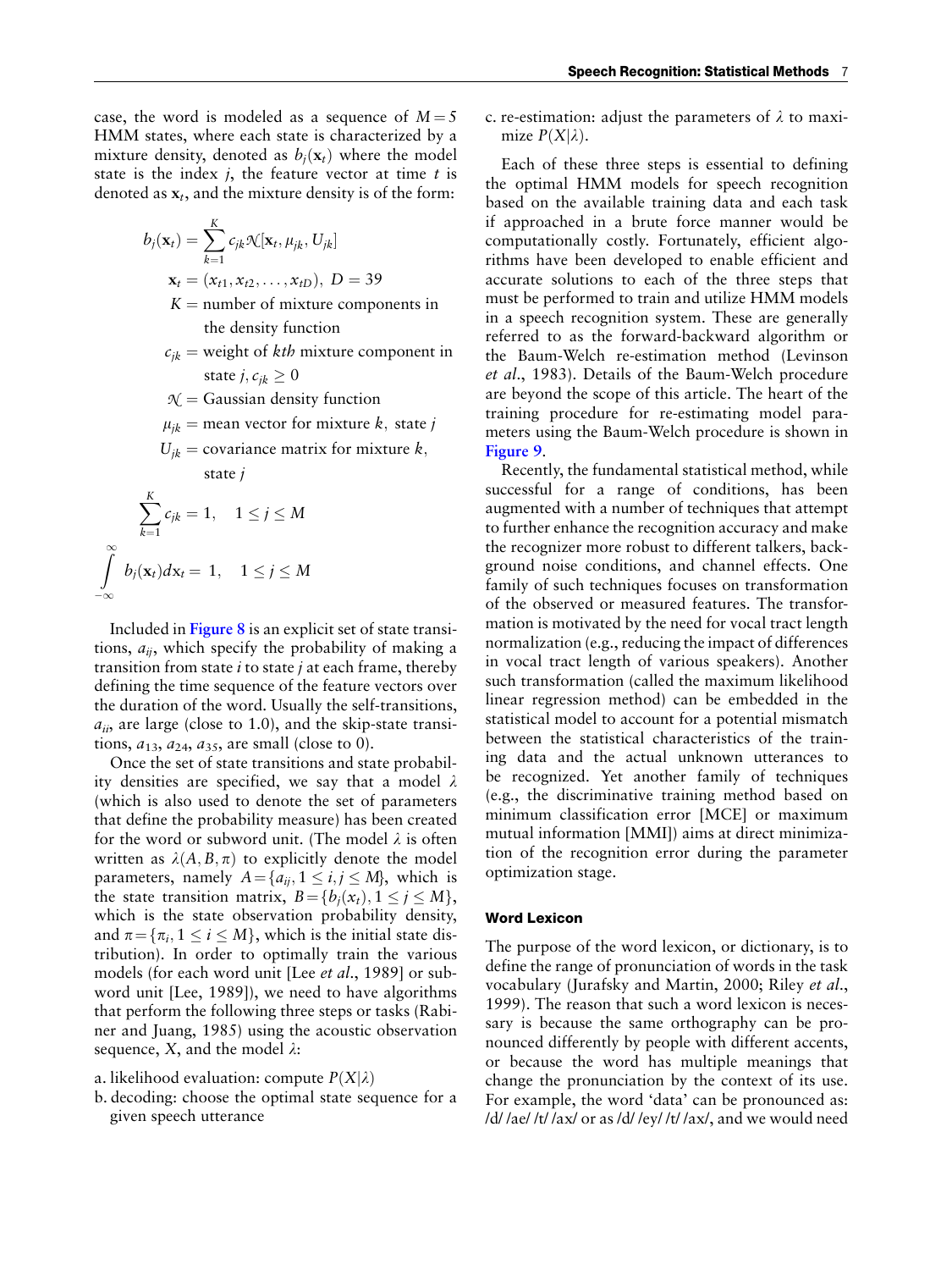case, the word is modeled as a sequence of $M = 5$ HMM states, where each state is characterized by a mixture density, denoted as $b_j(\mathbf{x}_t)$ where the model state is the index $j$, the feature vector at time $t$ is denoted as $\mathbf{x}_t$, and the mixture density is of the form:

$$b_j(\mathbf{x}_t) = \sum_{k=1}^{K} c_{jk} \mathcal{N}[\mathbf{x}_t, \mu_{jk}, U_{jk}]$$

$$\mathbf{x}_t = (x_{t1}, x_{t2}, \ldots, x_{tD}),\ D = 39$$

$K$ = number of mixture components in the density function

$c_{jk}$ = weight of $kth$ mixture component in state $j, c_{jk} \geq 0$

$\mathcal{N}$ = Gaussian density function

$\mu_{jk}$ = mean vector for mixture $k$, state $j$

$U_{jk}$ = covariance matrix for mixture $k$, state $j$

$$\sum_{k=1}^{K} c_{jk} = 1, \quad 1 \leq j \leq M$$

$$\int_{-\infty}^{\infty} b_j(\mathbf{x}_t) d\mathbf{x}_t = 1, \quad 1 \leq j \leq M$$

Included in Figure 8 is an explicit set of state transitions, $a_{ij}$, which specify the probability of making a transition from state $i$ to state $j$ at each frame, thereby defining the time sequence of the feature vectors over the duration of the word. Usually the self-transitions, $a_{ii}$, are large (close to 1.0), and the skip-state transitions, $a_{13}$, $a_{24}$, $a_{35}$, are small (close to 0).

Once the set of state transitions and state probability densities are specified, we say that a model $\lambda$ (which is also used to denote the set of parameters that define the probability measure) has been created for the word or subword unit. (The model $\lambda$ is often written as $\lambda(A, B, \pi)$ to explicitly denote the model parameters, namely $A = \{a_{ij}, 1 \leq i, j \leq M\}$, which is the state transition matrix, $B = \{b_j(x_t), 1 \leq j \leq M\}$, which is the state observation probability density, and $\pi = \{\pi_i, 1 \leq i \leq M\}$, which is the initial state distribution). In order to optimally train the various models (for each word unit [Lee *et al.*, 1989] or subword unit [Lee, 1989]), we need to have algorithms that perform the following three steps or tasks (Rabiner and Juang, 1985) using the acoustic observation sequence, $X$, and the model $\lambda$:

a. likelihood evaluation: compute $P(X|\lambda)$
b. decoding: choose the optimal state sequence for a given speech utterance
c. re-estimation: adjust the parameters of $\lambda$ to maximize $P(X|\lambda)$.

Each of these three steps is essential to defining the optimal HMM models for speech recognition based on the available training data and each task if approached in a brute force manner would be computationally costly. Fortunately, efficient algorithms have been developed to enable efficient and accurate solutions to each of the three steps that must be performed to train and utilize HMM models in a speech recognition system. These are generally referred to as the forward-backward algorithm or the Baum-Welch re-estimation method (Levinson *et al.*, 1983). Details of the Baum-Welch procedure are beyond the scope of this article. The heart of the training procedure for re-estimating model parameters using the Baum-Welch procedure is shown in Figure 9.

Recently, the fundamental statistical method, while successful for a range of conditions, has been augmented with a number of techniques that attempt to further enhance the recognition accuracy and make the recognizer more robust to different talkers, background noise conditions, and channel effects. One family of such techniques focuses on transformation of the observed or measured features. The transformation is motivated by the need for vocal tract length normalization (e.g., reducing the impact of differences in vocal tract length of various speakers). Another such transformation (called the maximum likelihood linear regression method) can be embedded in the statistical model to account for a potential mismatch between the statistical characteristics of the training data and the actual unknown utterances to be recognized. Yet another family of techniques (e.g., the discriminative training method based on minimum classification error [MCE] or maximum mutual information [MMI]) aims at direct minimization of the recognition error during the parameter optimization stage.

### Word Lexicon

The purpose of the word lexicon, or dictionary, is to define the range of pronunciation of words in the task vocabulary (Jurafsky and Martin, 2000; Riley *et al.*, 1999). The reason that such a word lexicon is necessary is because the same orthography can be pronounced differently by people with different accents, or because the word has multiple meanings that change the pronunciation by the context of its use. For example, the word 'data' can be pronounced as: /d/ /ae/ /t/ /ax/ or as /d/ /ey/ /t/ /ax/, and we would need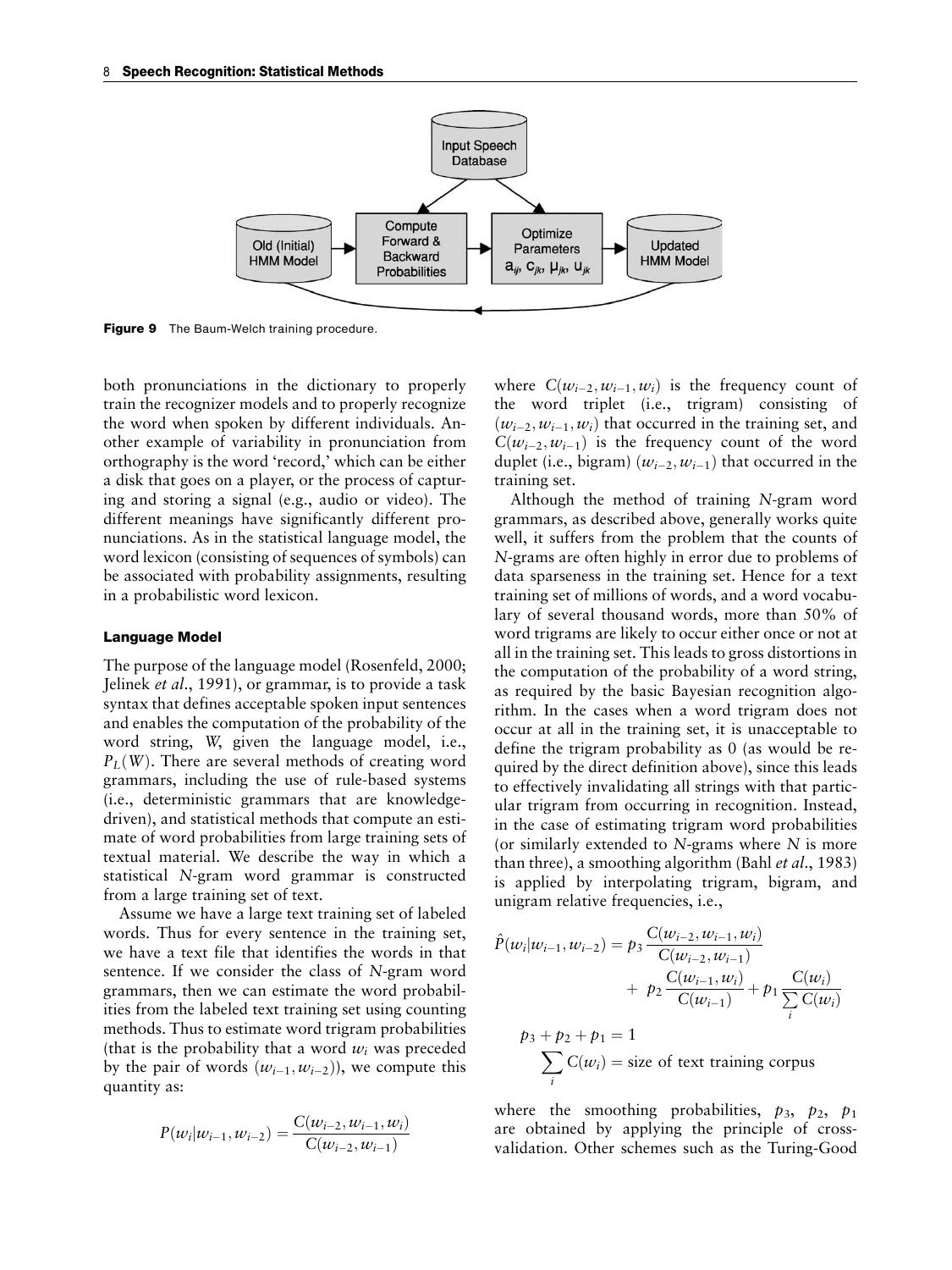Figure 9 The Baum-Welch training procedure.

both pronunciations in the dictionary to properly train the recognizer models and to properly recognize the word when spoken by different individuals. Another example of variability in pronunciation from orthography is the word 'record,' which can be either a disk that goes on a player, or the process of capturing and storing a signal (e.g., audio or video). The different meanings have significantly different pronunciations. As in the statistical language model, the word lexicon (consisting of sequences of symbols) can be associated with probability assignments, resulting in a probabilistic word lexicon.

### Language Model

The purpose of the language model (Rosenfeld, 2000; Jelinek *et al.*, 1991), or grammar, is to provide a task syntax that defines acceptable spoken input sentences and enables the computation of the probability of the word string, *W*, given the language model, i.e., $P_L(W)$. There are several methods of creating word grammars, including the use of rule-based systems (i.e., deterministic grammars that are knowledge-driven), and statistical methods that compute an estimate of word probabilities from large training sets of textual material. We describe the way in which a statistical *N*-gram word grammar is constructed from a large training set of text.

Assume we have a large text training set of labeled words. Thus for every sentence in the training set, we have a text file that identifies the words in that sentence. If we consider the class of *N*-gram word grammars, then we can estimate the word probabilities from the labeled text training set using counting methods. Thus to estimate word trigram probabilities (that is the probability that a word $w_i$ was preceded by the pair of words $(w_{i-1}, w_{i-2})$), we compute this quantity as:

$$P(w_i|w_{i-1}, w_{i-2}) = \frac{C(w_{i-2}, w_{i-1}, w_i)}{C(w_{i-2}, w_{i-1})}$$

where $C(w_{i-2}, w_{i-1}, w_i)$ is the frequency count of the word triplet (i.e., trigram) consisting of $(w_{i-2}, w_{i-1}, w_i)$ that occurred in the training set, and $C(w_{i-2}, w_{i-1})$ is the frequency count of the word duplet (i.e., bigram) $(w_{i-2}, w_{i-1})$ that occurred in the training set.

Although the method of training *N*-gram word grammars, as described above, generally works quite well, it suffers from the problem that the counts of *N*-grams are often highly in error due to problems of data sparseness in the training set. Hence for a text training set of millions of words, and a word vocabulary of several thousand words, more than 50% of word trigrams are likely to occur either once or not at all in the training set. This leads to gross distortions in the computation of the probability of a word string, as required by the basic Bayesian recognition algorithm. In the cases when a word trigram does not occur at all in the training set, it is unacceptable to define the trigram probability as 0 (as would be required by the direct definition above), since this leads to effectively invalidating all strings with that particular trigram from occurring in recognition. Instead, in the case of estimating trigram word probabilities (or similarly extended to *N*-grams where *N* is more than three), a smoothing algorithm (Bahl *et al.*, 1983) is applied by interpolating trigram, bigram, and unigram relative frequencies, i.e.,

$$\hat{P}(w_i|w_{i-1}, w_{i-2}) = p_3 \frac{C(w_{i-2}, w_{i-1}, w_i)}{C(w_{i-2}, w_{i-1})} + p_2 \frac{C(w_{i-1}, w_i)}{C(w_{i-1})} + p_1 \frac{C(w_i)}{\sum_i C(w_i)}$$

$$p_3 + p_2 + p_1 = 1$$

$$\sum_i C(w_i) = \text{size of text training corpus}$$

where the smoothing probabilities, $p_3$, $p_2$, $p_1$ are obtained by applying the principle of cross-validation. Other schemes such as the Turing-Good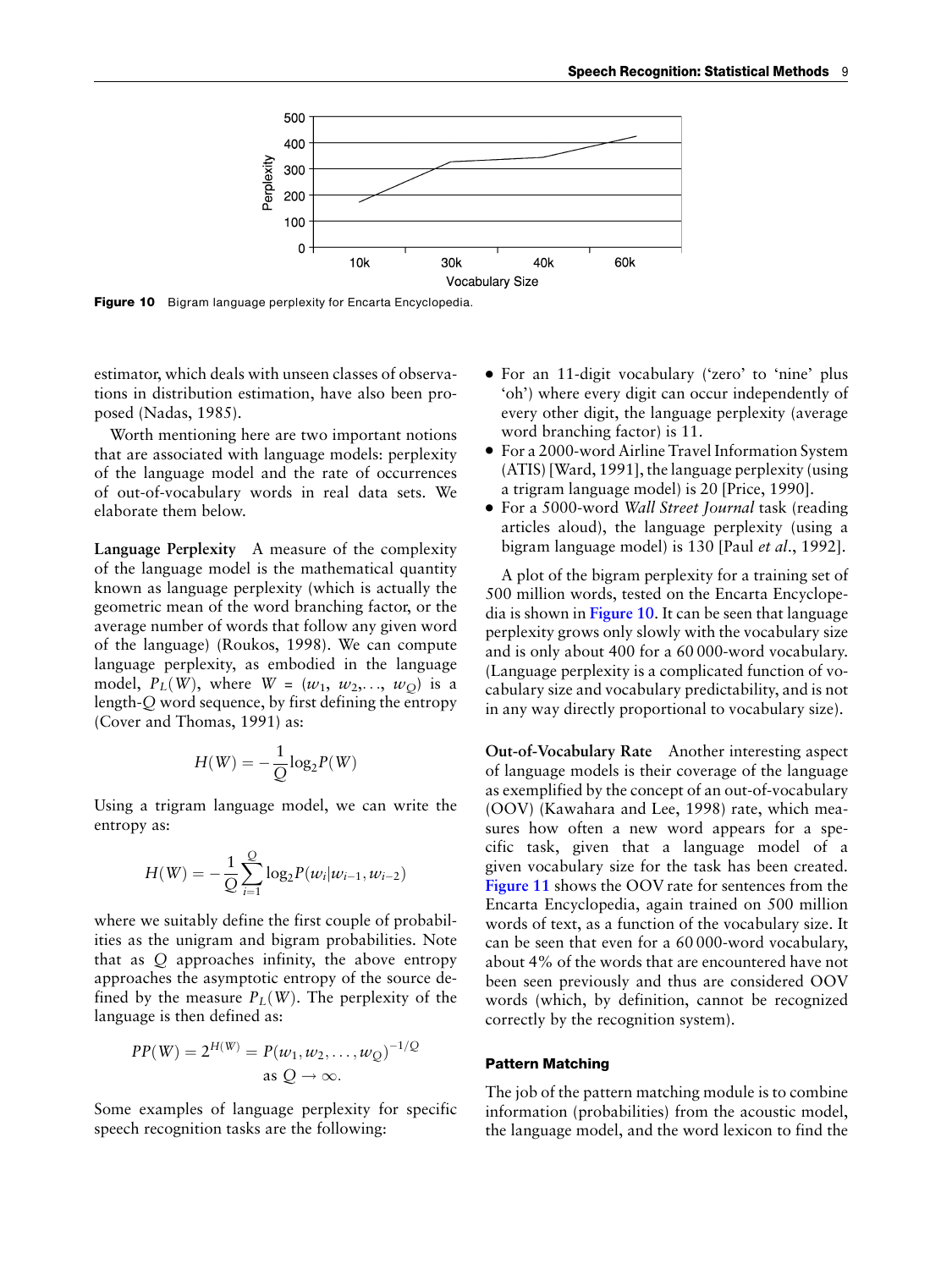Figure 10 Bigram language perplexity for Encarta Encyclopedia.

estimator, which deals with unseen classes of observations in distribution estimation, have also been proposed (Nadas, 1985).

Worth mentioning here are two important notions that are associated with language models: perplexity of the language model and the rate of occurrences of out-of-vocabulary words in real data sets. We elaborate them below.

**Language Perplexity** A measure of the complexity of the language model is the mathematical quantity known as language perplexity (which is actually the geometric mean of the word branching factor, or the average number of words that follow any given word of the language) (Roukos, 1998). We can compute language perplexity, as embodied in the language model, $P_L(W)$, where $W = (w_1, w_2, \ldots, w_Q)$ is a length-$Q$ word sequence, by first defining the entropy (Cover and Thomas, 1991) as:

$$H(W) = -\frac{1}{Q}\log_2 P(W)$$

Using a trigram language model, we can write the entropy as:

$$H(W) = -\frac{1}{Q}\sum_{i=1}^{Q}\log_2 P(w_i|w_{i-1}, w_{i-2})$$

where we suitably define the first couple of probabilities as the unigram and bigram probabilities. Note that as $Q$ approaches infinity, the above entropy approaches the asymptotic entropy of the source defined by the measure $P_L(W)$. The perplexity of the language is then defined as:

$$PP(W) = 2^{H(W)} = P(w_1, w_2, \ldots, w_Q)^{-1/Q} \quad \text{as } Q \to \infty.$$

Some examples of language perplexity for specific speech recognition tasks are the following:

- For an 11-digit vocabulary ('zero' to 'nine' plus 'oh') where every digit can occur independently of every other digit, the language perplexity (average word branching factor) is 11.
- For a 2000-word Airline Travel Information System (ATIS) [Ward, 1991], the language perplexity (using a trigram language model) is 20 [Price, 1990].
- For a 5000-word *Wall Street Journal* task (reading articles aloud), the language perplexity (using a bigram language model) is 130 [Paul *et al*., 1992].

A plot of the bigram perplexity for a training set of 500 million words, tested on the Encarta Encyclopedia is shown in Figure 10. It can be seen that language perplexity grows only slowly with the vocabulary size and is only about 400 for a 60 000-word vocabulary. (Language perplexity is a complicated function of vocabulary size and vocabulary predictability, and is not in any way directly proportional to vocabulary size).

**Out-of-Vocabulary Rate** Another interesting aspect of language models is their coverage of the language as exemplified by the concept of an out-of-vocabulary (OOV) (Kawahara and Lee, 1998) rate, which measures how often a new word appears for a specific task, given that a language model of a given vocabulary size for the task has been created. Figure 11 shows the OOV rate for sentences from the Encarta Encyclopedia, again trained on 500 million words of text, as a function of the vocabulary size. It can be seen that even for a 60 000-word vocabulary, about 4% of the words that are encountered have not been seen previously and thus are considered OOV words (which, by definition, cannot be recognized correctly by the recognition system).

### Pattern Matching

The job of the pattern matching module is to combine information (probabilities) from the acoustic model, the language model, and the word lexicon to find the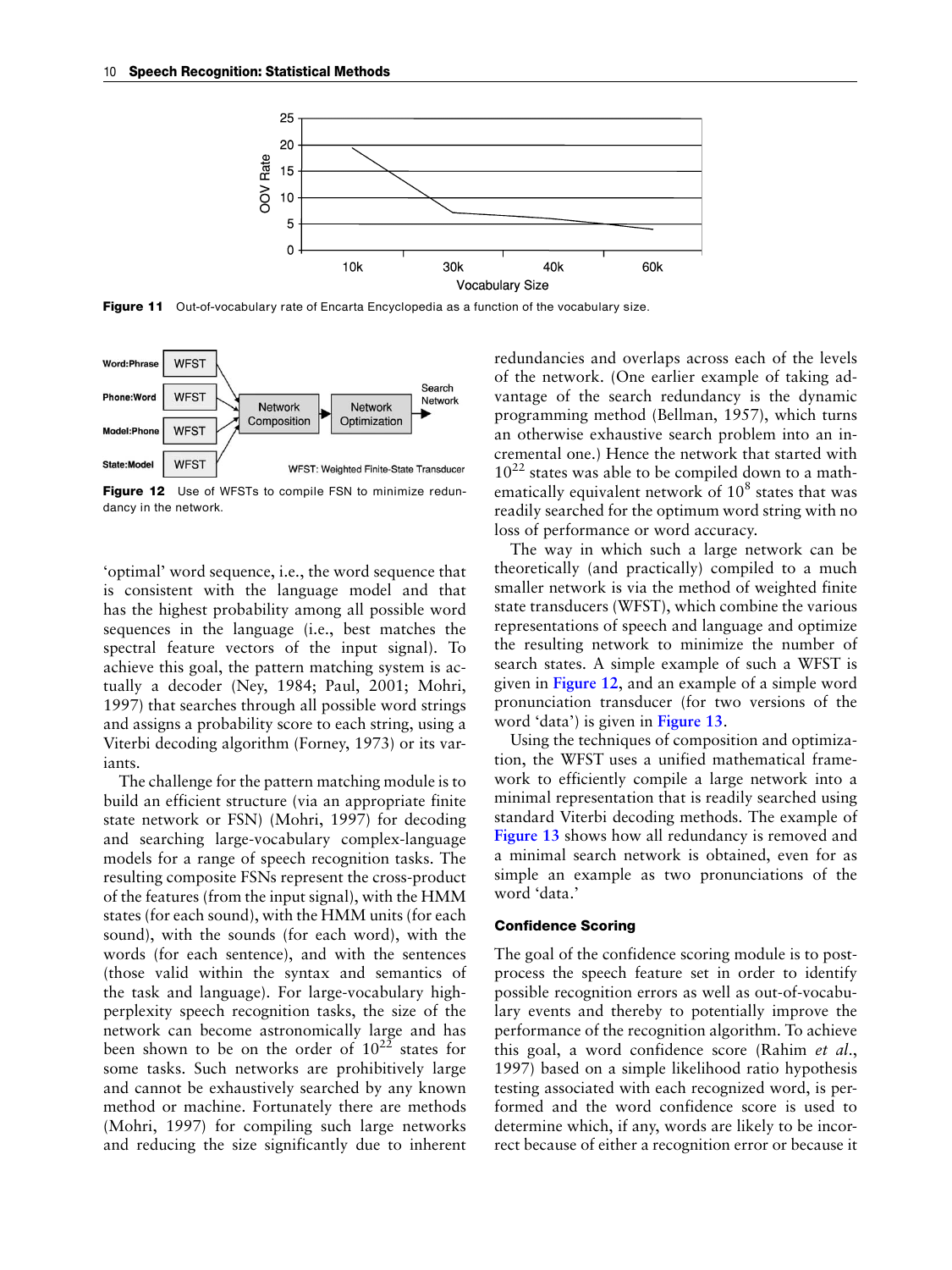**Figure 11** Out-of-vocabulary rate of Encarta Encyclopedia as a function of the vocabulary size.

**Figure 12** Use of WFSTs to compile FSN to minimize redundancy in the network.

'optimal' word sequence, i.e., the word sequence that is consistent with the language model and that has the highest probability among all possible word sequences in the language (i.e., best matches the spectral feature vectors of the input signal). To achieve this goal, the pattern matching system is actually a decoder (Ney, 1984; Paul, 2001; Mohri, 1997) that searches through all possible word strings and assigns a probability score to each string, using a Viterbi decoding algorithm (Forney, 1973) or its variants.

The challenge for the pattern matching module is to build an efficient structure (via an appropriate finite state network or FSN) (Mohri, 1997) for decoding and searching large-vocabulary complex-language models for a range of speech recognition tasks. The resulting composite FSNs represent the cross-product of the features (from the input signal), with the HMM states (for each sound), with the HMM units (for each sound), with the sounds (for each word), with the words (for each sentence), and with the sentences (those valid within the syntax and semantics of the task and language). For large-vocabulary high-perplexity speech recognition tasks, the size of the network can become astronomically large and has been shown to be on the order of $10^{22}$ states for some tasks. Such networks are prohibitively large and cannot be exhaustively searched by any known method or machine. Fortunately there are methods (Mohri, 1997) for compiling such large networks and reducing the size significantly due to inherent redundancies and overlaps across each of the levels of the network. (One earlier example of taking advantage of the search redundancy is the dynamic programming method (Bellman, 1957), which turns an otherwise exhaustive search problem into an incremental one.) Hence the network that started with $10^{22}$ states was able to be compiled down to a mathematically equivalent network of $10^{8}$ states that was readily searched for the optimum word string with no loss of performance or word accuracy.

The way in which such a large network can be theoretically (and practically) compiled to a much smaller network is via the method of weighted finite state transducers (WFST), which combine the various representations of speech and language and optimize the resulting network to minimize the number of search states. A simple example of such a WFST is given in Figure 12, and an example of a simple word pronunciation transducer (for two versions of the word 'data') is given in Figure 13.

Using the techniques of composition and optimization, the WFST uses a unified mathematical framework to efficiently compile a large network into a minimal representation that is readily searched using standard Viterbi decoding methods. The example of Figure 13 shows how all redundancy is removed and a minimal search network is obtained, even for as simple an example as two pronunciations of the word 'data.'

### Confidence Scoring

The goal of the confidence scoring module is to post-process the speech feature set in order to identify possible recognition errors as well as out-of-vocabulary events and thereby to potentially improve the performance of the recognition algorithm. To achieve this goal, a word confidence score (Rahim *et al.*, 1997) based on a simple likelihood ratio hypothesis testing associated with each recognized word, is performed and the word confidence score is used to determine which, if any, words are likely to be incorrect because of either a recognition error or because it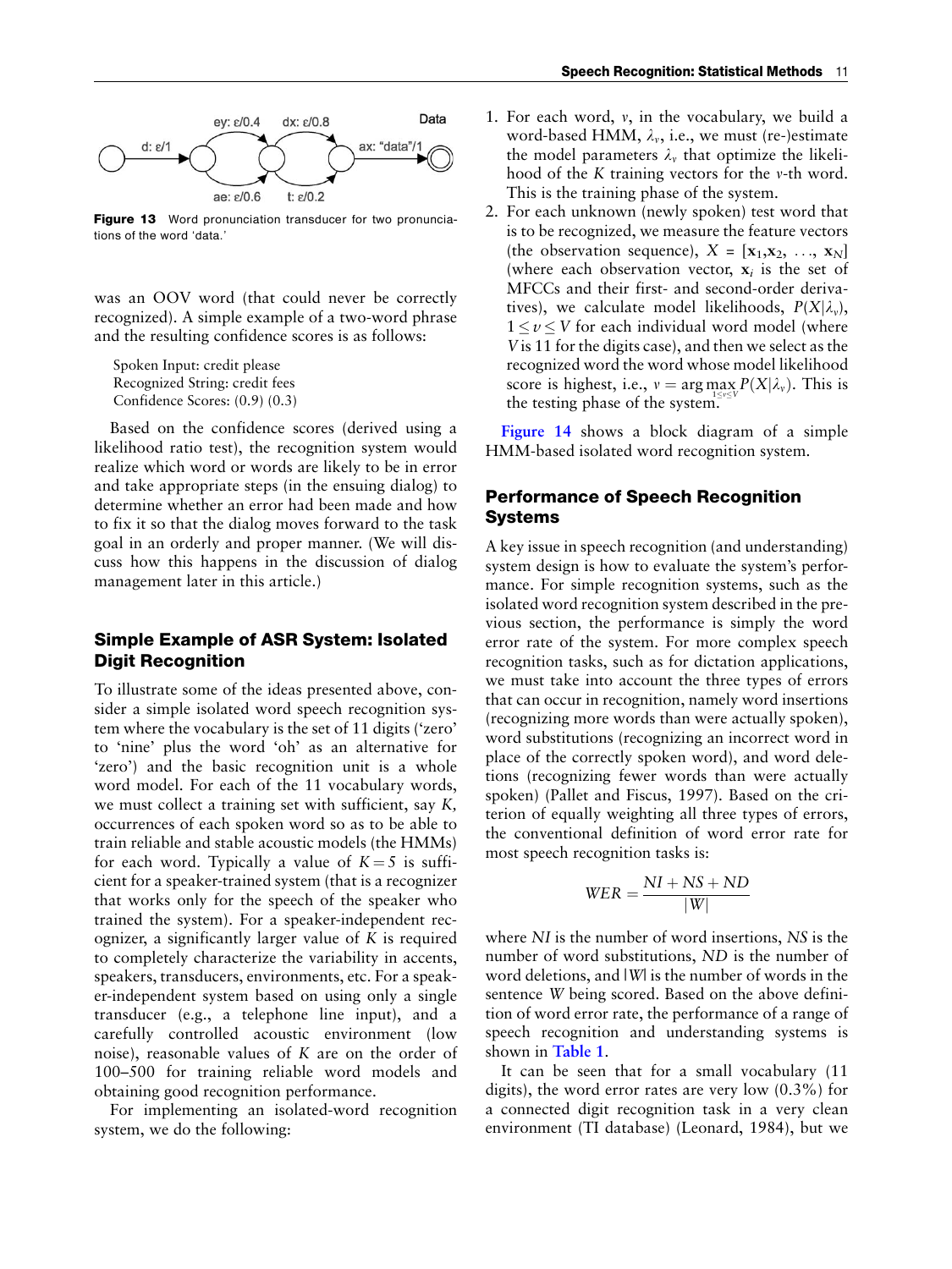Figure 13 Word pronunciation transducer for two pronunciations of the word 'data.'

was an OOV word (that could never be correctly recognized). A simple example of a two-word phrase and the resulting confidence scores is as follows:

Spoken Input: credit please
Recognized String: credit fees
Confidence Scores: (0.9) (0.3)

Based on the confidence scores (derived using a likelihood ratio test), the recognition system would realize which word or words are likely to be in error and take appropriate steps (in the ensuing dialog) to determine whether an error had been made and how to fix it so that the dialog moves forward to the task goal in an orderly and proper manner. (We will discuss how this happens in the discussion of dialog management later in this article.)

## Simple Example of ASR System: Isolated Digit Recognition

To illustrate some of the ideas presented above, consider a simple isolated word speech recognition system where the vocabulary is the set of 11 digits ('zero' to 'nine' plus the word 'oh' as an alternative for 'zero') and the basic recognition unit is a whole word model. For each of the 11 vocabulary words, we must collect a training set with sufficient, say $K$, occurrences of each spoken word so as to be able to train reliable and stable acoustic models (the HMMs) for each word. Typically a value of $K = 5$ is sufficient for a speaker-trained system (that is a recognizer that works only for the speech of the speaker who trained the system). For a speaker-independent recognizer, a significantly larger value of $K$ is required to completely characterize the variability in accents, speakers, transducers, environments, etc. For a speaker-independent system based on using only a single transducer (e.g., a telephone line input), and a carefully controlled acoustic environment (low noise), reasonable values of $K$ are on the order of 100–500 for training reliable word models and obtaining good recognition performance.

For implementing an isolated-word recognition system, we do the following:

1. For each word, $v$, in the vocabulary, we build a word-based HMM, $\lambda_v$, i.e., we must (re-)estimate the model parameters $\lambda_v$ that optimize the likelihood of the $K$ training vectors for the $v$-th word. This is the training phase of the system.
2. For each unknown (newly spoken) test word that is to be recognized, we measure the feature vectors (the observation sequence), $X = [\mathbf{x}_1, \mathbf{x}_2, \ldots, \mathbf{x}_N]$ (where each observation vector, $\mathbf{x}_i$ is the set of MFCCs and their first- and second-order derivatives), we calculate model likelihoods, $P(X|\lambda_v)$, $1 \leq v \leq V$ for each individual word model (where $V$ is 11 for the digits case), and then we select as the recognized word the word whose model likelihood score is highest, i.e., $v = \arg\max_{1 \leq v \leq V} P(X|\lambda_v)$. This is the testing phase of the system.

Figure 14 shows a block diagram of a simple HMM-based isolated word recognition system.

## Performance of Speech Recognition Systems

A key issue in speech recognition (and understanding) system design is how to evaluate the system's performance. For simple recognition systems, such as the isolated word recognition system described in the previous section, the performance is simply the word error rate of the system. For more complex speech recognition tasks, such as for dictation applications, we must take into account the three types of errors that can occur in recognition, namely word insertions (recognizing more words than were actually spoken), word substitutions (recognizing an incorrect word in place of the correctly spoken word), and word deletions (recognizing fewer words than were actually spoken) (Pallet and Fiscus, 1997). Based on the criterion of equally weighting all three types of errors, the conventional definition of word error rate for most speech recognition tasks is:

$$WER = \frac{NI + NS + ND}{|W|}$$

where $NI$ is the number of word insertions, $NS$ is the number of word substitutions, $ND$ is the number of word deletions, and $|W|$ is the number of words in the sentence $W$ being scored. Based on the above definition of word error rate, the performance of a range of speech recognition and understanding systems is shown in Table 1.

It can be seen that for a small vocabulary (11 digits), the word error rates are very low (0.3%) for a connected digit recognition task in a very clean environment (TI database) (Leonard, 1984), but we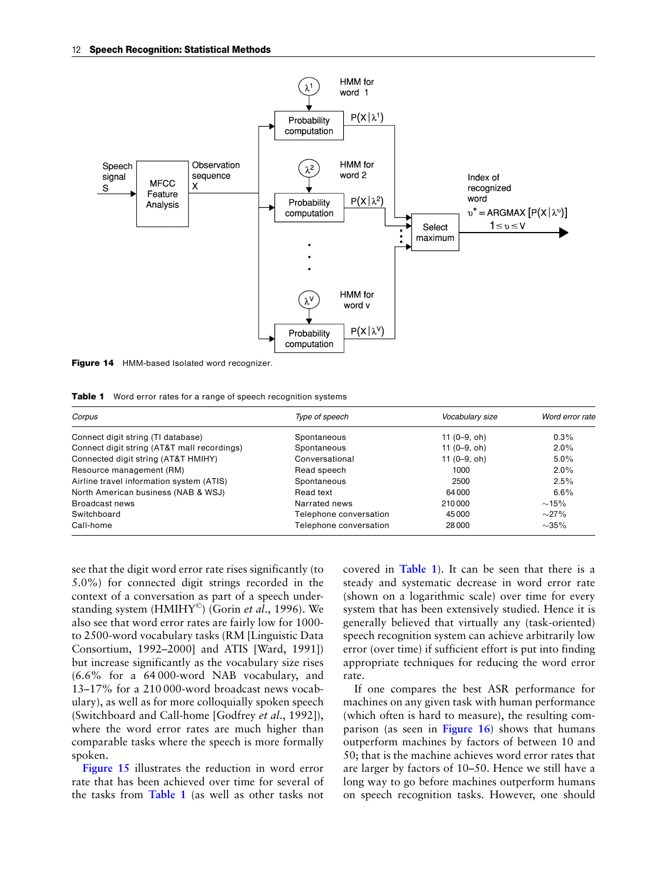Figure 14 HMM-based Isolated word recognizer.

**Table 1** Word error rates for a range of speech recognition systems

| *Corpus* | *Type of speech* | *Vocabulary size* | *Word error rate* |
|---|---|---|---|
| Connect digit string (TI database) | Spontaneous | 11 (0–9, oh) | 0.3% |
| Connect digit string (AT&T mall recordings) | Spontaneous | 11 (0–9, oh) | 2.0% |
| Connected digit string (AT&T HMIHY) | Conversational | 11 (0–9, oh) | 5.0% |
| Resource management (RM) | Read speech | 1000 | 2.0% |
| Airline travel information system (ATIS) | Spontaneous | 2500 | 2.5% |
| North American business (NAB & WSJ) | Read text | 64 000 | 6.6% |
| Broadcast news | Narrated news | 210 000 | ~15% |
| Switchboard | Telephone conversation | 45 000 | ~27% |
| Call-home | Telephone conversation | 28 000 | ~35% |

see that the digit word error rate rises significantly (to 5.0%) for connected digit strings recorded in the context of a conversation as part of a speech understanding system (HMIHY©) (Gorin *et al*., 1996). We also see that word error rates are fairly low for 1000- to 2500-word vocabulary tasks (RM [Linguistic Data Consortium, 1992–2000] and ATIS [Ward, 1991]) but increase significantly as the vocabulary size rises (6.6% for a 64 000-word NAB vocabulary, and 13–17% for a 210 000-word broadcast news vocabulary), as well as for more colloquially spoken speech (Switchboard and Call-home [Godfrey *et al*., 1992]), where the word error rates are much higher than comparable tasks where the speech is more formally spoken.

Figure 15 illustrates the reduction in word error rate that has been achieved over time for several of the tasks from Table 1 (as well as other tasks not covered in Table 1). It can be seen that there is a steady and systematic decrease in word error rate (shown on a logarithmic scale) over time for every system that has been extensively studied. Hence it is generally believed that virtually any (task-oriented) speech recognition system can achieve arbitrarily low error (over time) if sufficient effort is put into finding appropriate techniques for reducing the word error rate.

If one compares the best ASR performance for machines on any given task with human performance (which often is hard to measure), the resulting comparison (as seen in Figure 16) shows that humans outperform machines by factors of between 10 and 50; that is the machine achieves word error rates that are larger by factors of 10–50. Hence we still have a long way to go before machines outperform humans on speech recognition tasks. However, one should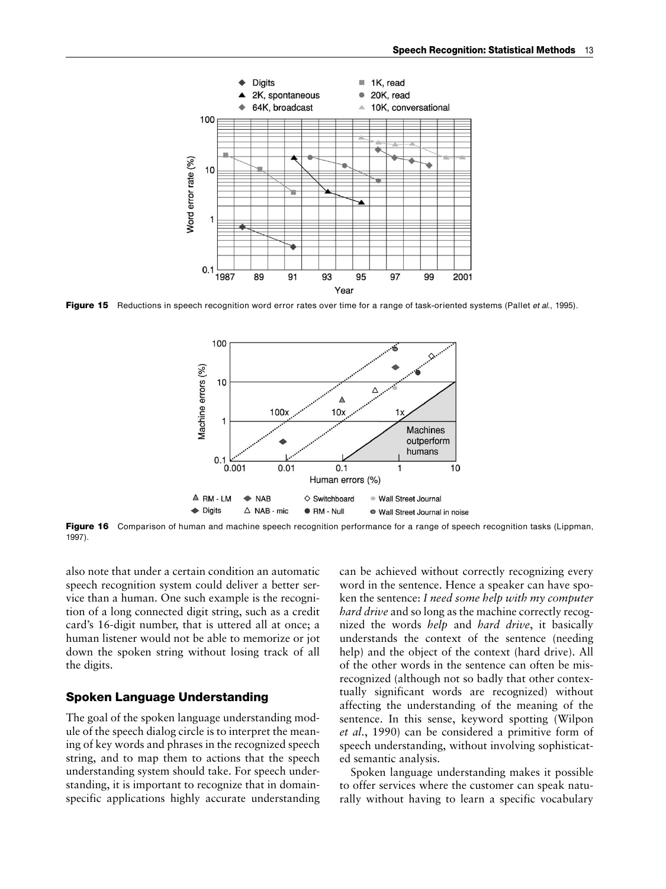Figure 15 Reductions in speech recognition word error rates over time for a range of task-oriented systems (Pallet *et al.*, 1995).

Figure 16 Comparison of human and machine speech recognition performance for a range of speech recognition tasks (Lippman, 1997).

also note that under a certain condition an automatic speech recognition system could deliver a better service than a human. One such example is the recognition of a long connected digit string, such as a credit card's 16-digit number, that is uttered all at once; a human listener would not be able to memorize or jot down the spoken string without losing track of all the digits.

## Spoken Language Understanding

The goal of the spoken language understanding module of the speech dialog circle is to interpret the meaning of key words and phrases in the recognized speech string, and to map them to actions that the speech understanding system should take. For speech understanding, it is important to recognize that in domain-specific applications highly accurate understanding can be achieved without correctly recognizing every word in the sentence. Hence a speaker can have spoken the sentence: *I need some help with my computer hard drive* and so long as the machine correctly recognized the words *help* and *hard drive*, it basically understands the context of the sentence (needing help) and the object of the context (hard drive). All of the other words in the sentence can often be misrecognized (although not so badly that other contextually significant words are recognized) without affecting the understanding of the meaning of the sentence. In this sense, keyword spotting (Wilpon *et al.*, 1990) can be considered a primitive form of speech understanding, without involving sophisticated semantic analysis.

Spoken language understanding makes it possible to offer services where the customer can speak naturally without having to learn a specific vocabulary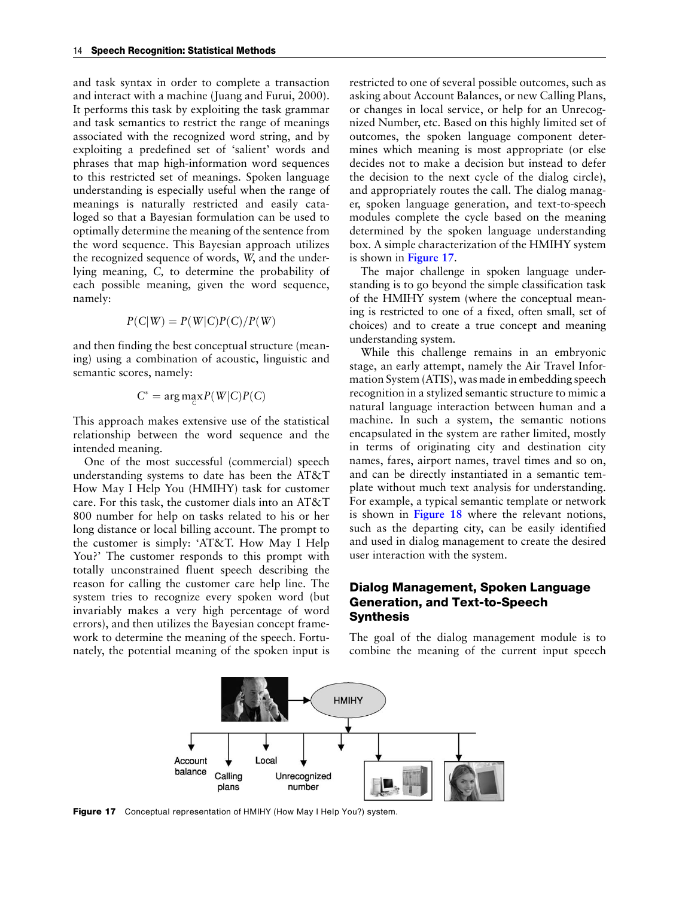and task syntax in order to complete a transaction and interact with a machine (Juang and Furui, 2000). It performs this task by exploiting the task grammar and task semantics to restrict the range of meanings associated with the recognized word string, and by exploiting a predefined set of 'salient' words and phrases that map high-information word sequences to this restricted set of meanings. Spoken language understanding is especially useful when the range of meanings is naturally restricted and easily cataloged so that a Bayesian formulation can be used to optimally determine the meaning of the sentence from the word sequence. This Bayesian approach utilizes the recognized sequence of words, *W*, and the underlying meaning, *C*, to determine the probability of each possible meaning, given the word sequence, namely:

$$P(C|W) = P(W|C)P(C)/P(W)$$

and then finding the best conceptual structure (meaning) using a combination of acoustic, linguistic and semantic scores, namely:

$$C^* = \arg\max_C P(W|C)P(C)$$

This approach makes extensive use of the statistical relationship between the word sequence and the intended meaning.

One of the most successful (commercial) speech understanding systems to date has been the AT&T How May I Help You (HMIHY) task for customer care. For this task, the customer dials into an AT&T 800 number for help on tasks related to his or her long distance or local billing account. The prompt to the customer is simply: 'AT&T. How May I Help You?' The customer responds to this prompt with totally unconstrained fluent speech describing the reason for calling the customer care help line. The system tries to recognize every spoken word (but invariably makes a very high percentage of word errors), and then utilizes the Bayesian concept framework to determine the meaning of the speech. Fortunately, the potential meaning of the spoken input is restricted to one of several possible outcomes, such as asking about Account Balances, or new Calling Plans, or changes in local service, or help for an Unrecognized Number, etc. Based on this highly limited set of outcomes, the spoken language component determines which meaning is most appropriate (or else decides not to make a decision but instead to defer the decision to the next cycle of the dialog circle), and appropriately routes the call. The dialog manager, spoken language generation, and text-to-speech modules complete the cycle based on the meaning determined by the spoken language understanding box. A simple characterization of the HMIHY system is shown in Figure 17.

The major challenge in spoken language understanding is to go beyond the simple classification task of the HMIHY system (where the conceptual meaning is restricted to one of a fixed, often small, set of choices) and to create a true concept and meaning understanding system.

While this challenge remains in an embryonic stage, an early attempt, namely the Air Travel Information System (ATIS), was made in embedding speech recognition in a stylized semantic structure to mimic a natural language interaction between human and a machine. In such a system, the semantic notions encapsulated in the system are rather limited, mostly in terms of originating city and destination city names, fares, airport names, travel times and so on, and can be directly instantiated in a semantic template without much text analysis for understanding. For example, a typical semantic template or network is shown in Figure 18 where the relevant notions, such as the departing city, can be easily identified and used in dialog management to create the desired user interaction with the system.

## Dialog Management, Spoken Language Generation, and Text-to-Speech Synthesis

The goal of the dialog management module is to combine the meaning of the current input speech

**Figure 17** Conceptual representation of HMIHY (How May I Help You?) system.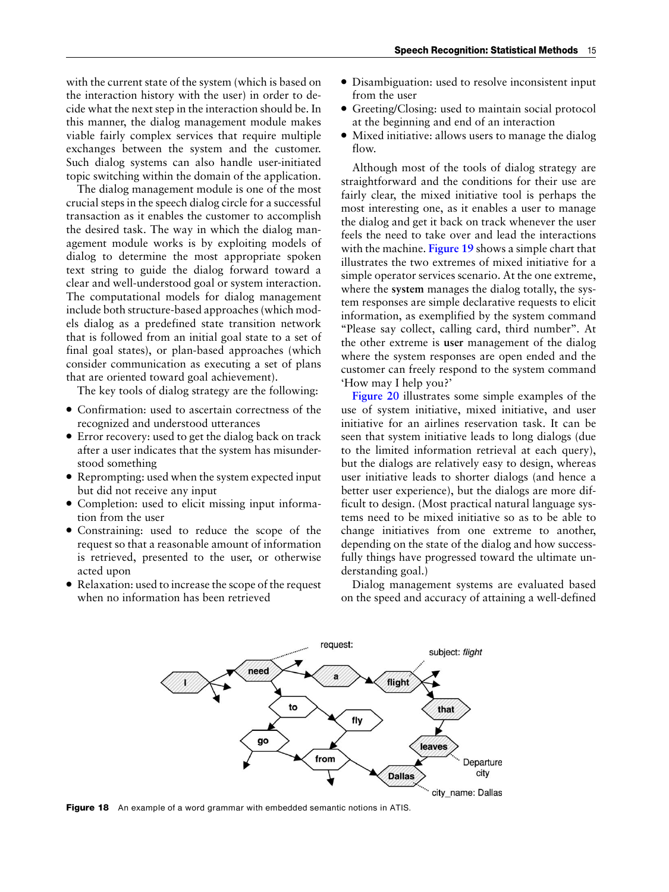with the current state of the system (which is based on the interaction history with the user) in order to decide what the next step in the interaction should be. In this manner, the dialog management module makes viable fairly complex services that require multiple exchanges between the system and the customer. Such dialog systems can also handle user-initiated topic switching within the domain of the application.

The dialog management module is one of the most crucial steps in the speech dialog circle for a successful transaction as it enables the customer to accomplish the desired task. The way in which the dialog management module works is by exploiting models of dialog to determine the most appropriate spoken text string to guide the dialog forward toward a clear and well-understood goal or system interaction. The computational models for dialog management include both structure-based approaches (which models dialog as a predefined state transition network that is followed from an initial goal state to a set of final goal states), or plan-based approaches (which consider communication as executing a set of plans that are oriented toward goal achievement).

The key tools of dialog strategy are the following:

- Confirmation: used to ascertain correctness of the recognized and understood utterances
- Error recovery: used to get the dialog back on track after a user indicates that the system has misunderstood something
- Reprompting: used when the system expected input but did not receive any input
- Completion: used to elicit missing input information from the user
- Constraining: used to reduce the scope of the request so that a reasonable amount of information is retrieved, presented to the user, or otherwise acted upon
- Relaxation: used to increase the scope of the request when no information has been retrieved
- Disambiguation: used to resolve inconsistent input from the user
- Greeting/Closing: used to maintain social protocol at the beginning and end of an interaction
- Mixed initiative: allows users to manage the dialog flow.

Although most of the tools of dialog strategy are straightforward and the conditions for their use are fairly clear, the mixed initiative tool is perhaps the most interesting one, as it enables a user to manage the dialog and get it back on track whenever the user feels the need to take over and lead the interactions with the machine. Figure 19 shows a simple chart that illustrates the two extremes of mixed initiative for a simple operator services scenario. At the one extreme, where the **system** manages the dialog totally, the system responses are simple declarative requests to elicit information, as exemplified by the system command "Please say collect, calling card, third number". At the other extreme is **user** management of the dialog where the system responses are open ended and the customer can freely respond to the system command 'How may I help you?'

Figure 20 illustrates some simple examples of the use of system initiative, mixed initiative, and user initiative for an airlines reservation task. It can be seen that system initiative leads to long dialogs (due to the limited information retrieval at each query), but the dialogs are relatively easy to design, whereas user initiative leads to shorter dialogs (and hence a better user experience), but the dialogs are more difficult to design. (Most practical natural language systems need to be mixed initiative so as to be able to change initiatives from one extreme to another, depending on the state of the dialog and how successfully things have progressed toward the ultimate understanding goal.)

Dialog management systems are evaluated based on the speed and accuracy of attaining a well-defined

**Figure 18** An example of a word grammar with embedded semantic notions in ATIS.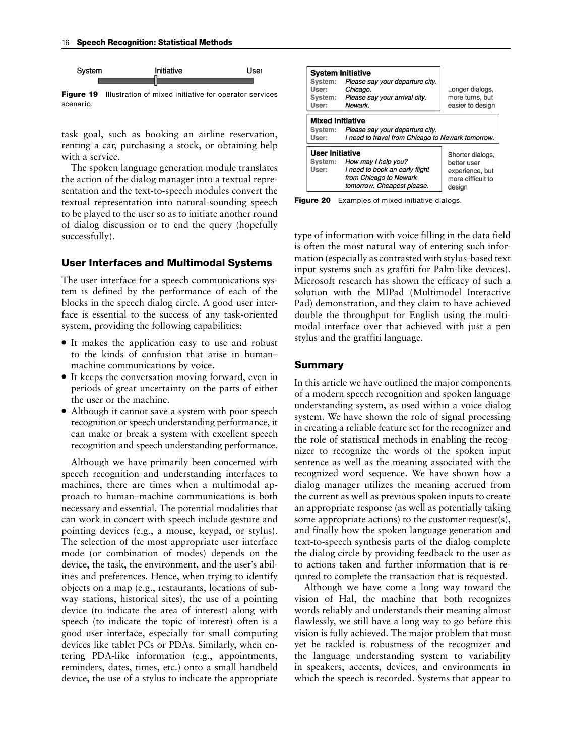System — Initiative — User

**Figure 19** Illustration of mixed initiative for operator services scenario.

task goal, such as booking an airline reservation, renting a car, purchasing a stock, or obtaining help with a service.

The spoken language generation module translates the action of the dialog manager into a textual representation and the text-to-speech modules convert the textual representation into natural-sounding speech to be played to the user so as to initiate another round of dialog discussion or to end the query (hopefully successfully).

## User Interfaces and Multimodal Systems

The user interface for a speech communications system is defined by the performance of each of the blocks in the speech dialog circle. A good user interface is essential to the success of any task-oriented system, providing the following capabilities:

- It makes the application easy to use and robust to the kinds of confusion that arise in human–machine communications by voice.
- It keeps the conversation moving forward, even in periods of great uncertainty on the parts of either the user or the machine.
- Although it cannot save a system with poor speech recognition or speech understanding performance, it can make or break a system with excellent speech recognition and speech understanding performance.

Although we have primarily been concerned with speech recognition and understanding interfaces to machines, there are times when a multimodal approach to human–machine communications is both necessary and essential. The potential modalities that can work in concert with speech include gesture and pointing devices (e.g., a mouse, keypad, or stylus). The selection of the most appropriate user interface mode (or combination of modes) depends on the device, the task, the environment, and the user's abilities and preferences. Hence, when trying to identify objects on a map (e.g., restaurants, locations of subway stations, historical sites), the use of a pointing device (to indicate the area of interest) along with speech (to indicate the topic of interest) often is a good user interface, especially for small computing devices like tablet PCs or PDAs. Similarly, when entering PDA-like information (e.g., appointments, reminders, dates, times, etc.) onto a small handheld device, the use of a stylus to indicate the appropriate

**System Initiative**

System: *Please say your departure city.*
User: *Chicago.*
System: *Please say your arrival city.*
User: *Newark.*

Longer dialogs, more turns, but easier to design

**Mixed Initiative**

System: *Please say your departure city.*
User: *I need to travel from Chicago to Newark tomorrow.*

**User Initiative**

System: *How may I help you?*
User: *I need to book an early flight from Chicago to Newark tomorrow. Cheapest please.*

Shorter dialogs, better user experience, but more difficult to design

**Figure 20** Examples of mixed initiative dialogs.

type of information with voice filling in the data field is often the most natural way of entering such information (especially as contrasted with stylus-based text input systems such as graffiti for Palm-like devices). Microsoft research has shown the efficacy of such a solution with the MIPad (Multimodel Interactive Pad) demonstration, and they claim to have achieved double the throughput for English using the multimodal interface over that achieved with just a pen stylus and the graffiti language.

## Summary

In this article we have outlined the major components of a modern speech recognition and spoken language understanding system, as used within a voice dialog system. We have shown the role of signal processing in creating a reliable feature set for the recognizer and the role of statistical methods in enabling the recognizer to recognize the words of the spoken input sentence as well as the meaning associated with the recognized word sequence. We have shown how a dialog manager utilizes the meaning accrued from the current as well as previous spoken inputs to create an appropriate response (as well as potentially taking some appropriate actions) to the customer request(s), and finally how the spoken language generation and text-to-speech synthesis parts of the dialog complete the dialog circle by providing feedback to the user as to actions taken and further information that is required to complete the transaction that is requested.

Although we have come a long way toward the vision of Hal, the machine that both recognizes words reliably and understands their meaning almost flawlessly, we still have a long way to go before this vision is fully achieved. The major problem that must yet be tackled is robustness of the recognizer and the language understanding system to variability in speakers, accents, devices, and environments in which the speech is recorded. Systems that appear to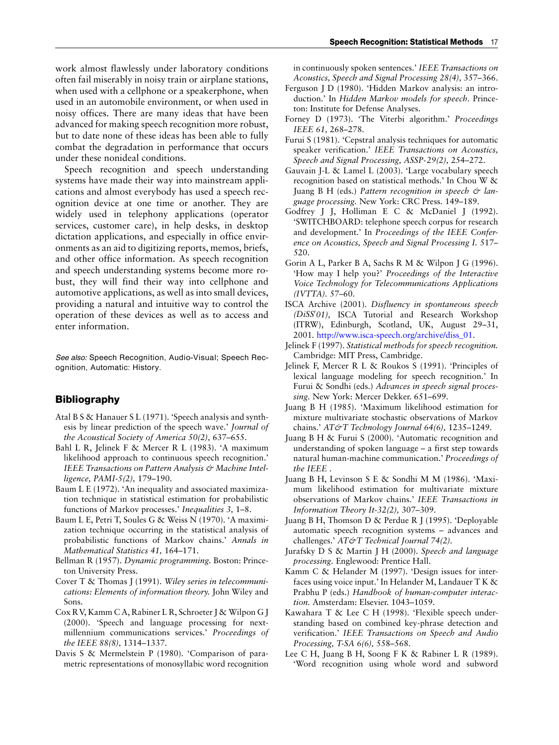work almost flawlessly under laboratory conditions often fail miserably in noisy train or airplane stations, when used with a cellphone or a speakerphone, when used in an automobile environment, or when used in noisy offices. There are many ideas that have been advanced for making speech recognition more robust, but to date none of these ideas has been able to fully combat the degradation in performance that occurs under these nonideal conditions.

Speech recognition and speech understanding systems have made their way into mainstream applications and almost everybody has used a speech recognition device at one time or another. They are widely used in telephony applications (operator services, customer care), in help desks, in desktop dictation applications, and especially in office environments as an aid to digitizing reports, memos, briefs, and other office information. As speech recognition and speech understanding systems become more robust, they will find their way into cellphone and automotive applications, as well as into small devices, providing a natural and intuitive way to control the operation of these devices as well as to access and enter information.

*See also:* Speech Recognition, Audio-Visual; Speech Recognition, Automatic: History.

## Bibliography

Atal B S & Hanauer S L (1971). 'Speech analysis and synthesis by linear prediction of the speech wave.' *Journal of the Acoustical Society of America 50(2),* 637–655.

Bahl L R, Jelinek F & Mercer R L (1983). 'A maximum likelihood approach to continuous speech recognition.' *IEEE Transactions on Pattern Analysis & Machine Intelligence, PAMI-5(2),* 179–190.

Baum L E (1972). 'An inequality and associated maximization technique in statistical estimation for probabilistic functions of Markov processes.' *Inequalities 3,* 1–8.

Baum L E, Petri T, Soules G & Weiss N (1970). 'A maximization technique occurring in the statistical analysis of probabilistic functions of Markov chains.' *Annals in Mathematical Statistics 41,* 164–171.

Bellman R (1957). *Dynamic programming.* Boston: Princeton University Press.

Cover T & Thomas J (1991). *Wiley series in telecommunications: Elements of information theory.* John Wiley and Sons.

Cox R V, Kamm C A, Rabiner L R, Schroeter J & Wilpon G J (2000). 'Speech and language processing for next-millennium communications services.' *Proceedings of the IEEE 88(8),* 1314–1337.

Davis S & Mermelstein P (1980). 'Comparison of parametric representations of monosyllabic word recognition in continuously spoken sentences.' *IEEE Transactions on Acoustics, Speech and Signal Processing 28(4),* 357–366.

Ferguson J D (1980). 'Hidden Markov analysis: an introduction.' In *Hidden Markov models for speech.* Princeton: Institute for Defense Analyses.

Forney D (1973). 'The Viterbi algorithm.' *Proceedings IEEE 61,* 268–278.

Furui S (1981). 'Cepstral analysis techniques for automatic speaker verification.' *IEEE Transactions on Acoustics, Speech and Signal Processing, ASSP-29(2),* 254–272.

Gauvain J-L & Lamel L (2003). 'Large vocabulary speech recognition based on statistical methods.' In Chou W & Juang B H (eds.) *Pattern recognition in speech & language processing.* New York: CRC Press. 149–189.

Godfrey J J, Holliman E C & McDaniel J (1992). 'SWITCHBOARD: telephone speech corpus for research and development.' In *Proceedings of the IEEE Conference on Acoustics, Speech and Signal Processing I.* 517–520.

Gorin A L, Parker B A, Sachs R M & Wilpon J G (1996). 'How may I help you?' *Proceedings of the Interactive Voice Technology for Telecommunications Applications (IVTTA).* 57–60.

ISCA Archive (2001). *Disfluency in spontaneous speech (DiSS'01),* ISCA Tutorial and Research Workshop (ITRW), Edinburgh, Scotland, UK, August 29–31, 2001. http://www.isca-speech.org/archive/diss_01.

Jelinek F (1997). *Statistical methods for speech recognition.* Cambridge: MIT Press, Cambridge.

Jelinek F, Mercer R L & Roukos S (1991). 'Principles of lexical language modeling for speech recognition.' In Furui & Sondhi (eds.) *Advances in speech signal processing.* New York: Mercer Dekker. 651–699.

Juang B H (1985). 'Maximum likelihood estimation for mixture multivariate stochastic observations of Markov chains.' *AT&T Technology Journal 64(6),* 1235–1249.

Juang B H & Furui S (2000). 'Automatic recognition and understanding of spoken language – a first step towards natural human-machine communication.' *Proceedings of the IEEE* .

Juang B H, Levinson S E & Sondhi M M (1986). 'Maximum likelihood estimation for multivariate mixture observations of Markov chains.' *IEEE Transactions in Information Theory It-32(2),* 307–309.

Juang B H, Thomson D & Perdue R J (1995). 'Deployable automatic speech recognition systems – advances and challenges.' *AT&T Technical Journal 74(2).*

Jurafsky D S & Martin J H (2000). *Speech and language processing.* Englewood: Prentice Hall.

Kamm C & Helander M (1997). 'Design issues for interfaces using voice input.' In Helander M, Landauer T K & Prabhu P (eds.) *Handbook of human-computer interaction.* Amsterdam: Elsevier. 1043–1059.

Kawahara T & Lee C H (1998). 'Flexible speech understanding based on combined key-phrase detection and verification.' *IEEE Transactions on Speech and Audio Processing, T-SA 6(6),* 558–568.

Lee C H, Juang B H, Soong F K & Rabiner L R (1989). 'Word recognition using whole word and subword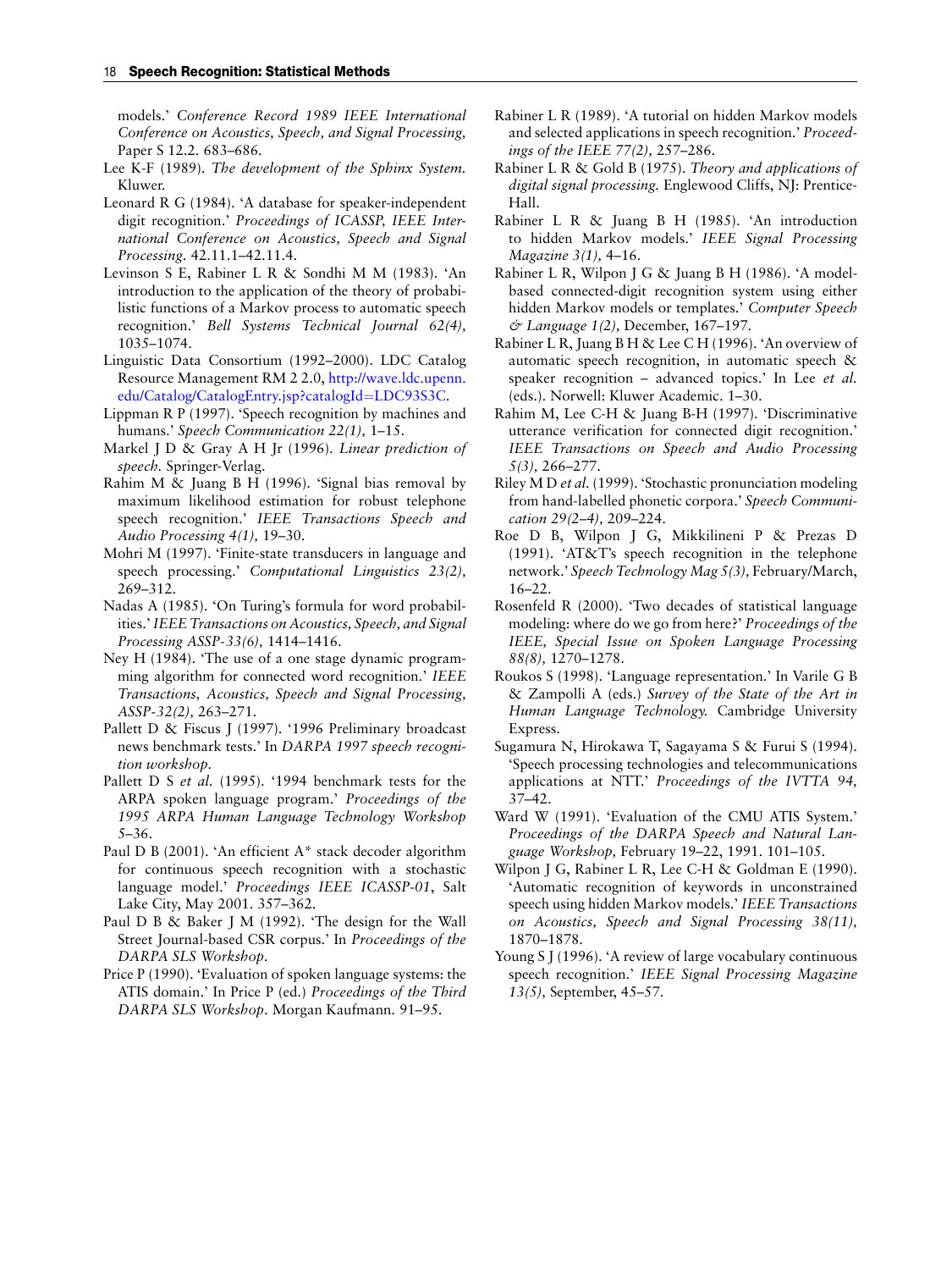models.' *Conference Record 1989 IEEE International Conference on Acoustics, Speech, and Signal Processing,* Paper S 12.2. 683–686.

Lee K-F (1989). *The development of the Sphinx System.* Kluwer.

Leonard R G (1984). 'A database for speaker-independent digit recognition.' *Proceedings of ICASSP, IEEE International Conference on Acoustics, Speech and Signal Processing.* 42.11.1–42.11.4.

Levinson S E, Rabiner L R & Sondhi M M (1983). 'An introduction to the application of the theory of probabilistic functions of a Markov process to automatic speech recognition.' *Bell Systems Technical Journal 62(4),* 1035–1074.

Linguistic Data Consortium (1992–2000). LDC Catalog Resource Management RM 2 2.0, http://wave.ldc.upenn.edu/Catalog/CatalogEntry.jsp?catalogId=LDC93S3C.

Lippman R P (1997). 'Speech recognition by machines and humans.' *Speech Communication 22(1),* 1–15.

Markel J D & Gray A H Jr (1996). *Linear prediction of speech.* Springer-Verlag.

Rahim M & Juang B H (1996). 'Signal bias removal by maximum likelihood estimation for robust telephone speech recognition.' *IEEE Transactions Speech and Audio Processing 4(1),* 19–30.

Mohri M (1997). 'Finite-state transducers in language and speech processing.' *Computational Linguistics 23(2),* 269–312.

Nadas A (1985). 'On Turing's formula for word probabilities.' *IEEE Transactions on Acoustics, Speech, and Signal Processing ASSP-33(6),* 1414–1416.

Ney H (1984). 'The use of a one stage dynamic programming algorithm for connected word recognition.' *IEEE Transactions, Acoustics, Speech and Signal Processing, ASSP-32(2),* 263–271.

Pallett D & Fiscus J (1997). '1996 Preliminary broadcast news benchmark tests.' In *DARPA 1997 speech recognition workshop.*

Pallett D S *et al.* (1995). '1994 benchmark tests for the ARPA spoken language program.' *Proceedings of the 1995 ARPA Human Language Technology Workshop* 5–36.

Paul D B (2001). 'An efficient A* stack decoder algorithm for continuous speech recognition with a stochastic language model.' *Proceedings IEEE ICASSP-01*, Salt Lake City, May 2001. 357–362.

Paul D B & Baker J M (1992). 'The design for the Wall Street Journal-based CSR corpus.' In *Proceedings of the DARPA SLS Workshop.*

Price P (1990). 'Evaluation of spoken language systems: the ATIS domain.' In Price P (ed.) *Proceedings of the Third DARPA SLS Workshop.* Morgan Kaufmann. 91–95.

Rabiner L R (1989). 'A tutorial on hidden Markov models and selected applications in speech recognition.' *Proceedings of the IEEE 77(2),* 257–286.

Rabiner L R & Gold B (1975). *Theory and applications of digital signal processing.* Englewood Cliffs, NJ: Prentice-Hall.

Rabiner L R & Juang B H (1985). 'An introduction to hidden Markov models.' *IEEE Signal Processing Magazine 3(1),* 4–16.

Rabiner L R, Wilpon J G & Juang B H (1986). 'A model-based connected-digit recognition system using either hidden Markov models or templates.' *Computer Speech & Language 1(2),* December, 167–197.

Rabiner L R, Juang B H & Lee C H (1996). 'An overview of automatic speech recognition, in automatic speech & speaker recognition – advanced topics.' In Lee *et al.* (eds.). Norwell: Kluwer Academic. 1–30.

Rahim M, Lee C-H & Juang B-H (1997). 'Discriminative utterance verification for connected digit recognition.' *IEEE Transactions on Speech and Audio Processing 5(3),* 266–277.

Riley M D *et al.* (1999). 'Stochastic pronunciation modeling from hand-labelled phonetic corpora.' *Speech Communication 29(2–4),* 209–224.

Roe D B, Wilpon J G, Mikkilineni P & Prezas D (1991). 'AT&T's speech recognition in the telephone network.' *Speech Technology Mag 5(3),* February/March, 16–22.

Rosenfeld R (2000). 'Two decades of statistical language modeling: where do we go from here?' *Proceedings of the IEEE, Special Issue on Spoken Language Processing 88(8),* 1270–1278.

Roukos S (1998). 'Language representation.' In Varile G B & Zampolli A (eds.) *Survey of the State of the Art in Human Language Technology.* Cambridge University Express.

Sugamura N, Hirokawa T, Sagayama S & Furui S (1994). 'Speech processing technologies and telecommunications applications at NTT.' *Proceedings of the IVTTA 94,* 37–42.

Ward W (1991). 'Evaluation of the CMU ATIS System.' *Proceedings of the DARPA Speech and Natural Language Workshop,* February 19–22, 1991. 101–105.

Wilpon J G, Rabiner L R, Lee C-H & Goldman E (1990). 'Automatic recognition of keywords in unconstrained speech using hidden Markov models.' *IEEE Transactions on Acoustics, Speech and Signal Processing 38(11),* 1870–1878.

Young S J (1996). 'A review of large vocabulary continuous speech recognition.' *IEEE Signal Processing Magazine 13(5),* September, 45–57.